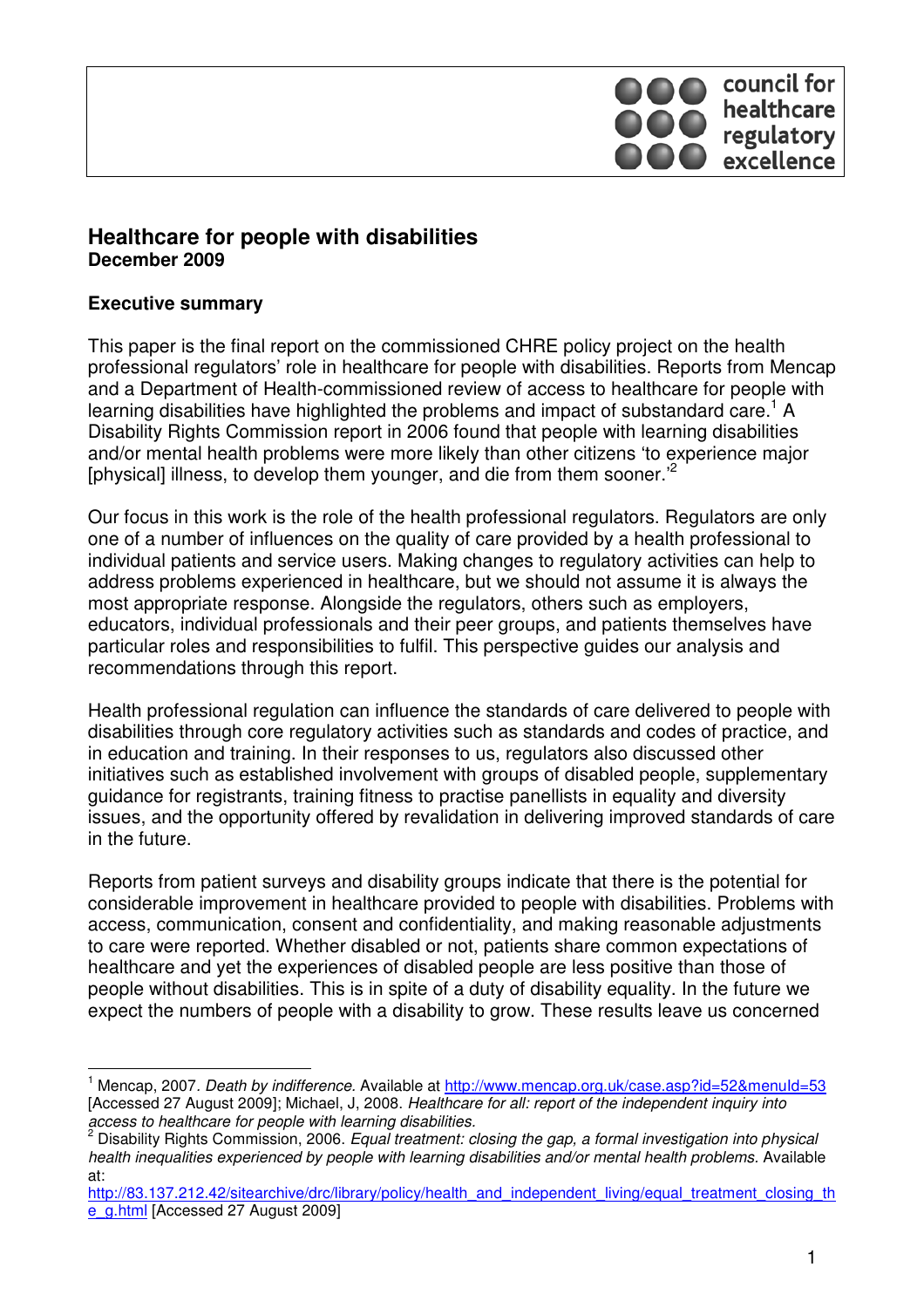council for healthcare regulatory excellence

# Healthcare for people with disabilities

**December 2009**

## Executive summary

This paper is the final report on the commissioned CHRE policy project on the health professional regulators' role in healthcare for people with disabilities. Reports from Mencap and a Department of Health-commissioned review of access to healthcare for people with learning disabilities have highlighted the problems and impact of substandard care.[1] A Disability Rights Commission report in 2006 found that people with learning disabilities and/or mental health problems were more likely than other citizens 'to experience major [physical] illness, to develop them younger, and die from them sooner.'[2]

Our focus in this work is the role of the health professional regulators. Regulators are only one of a number of influences on the quality of care provided by a health professional to individual patients and service users. Making changes to regulatory activities can help to address problems experienced in healthcare, but we should not assume it is always the most appropriate response. Alongside the regulators, others such as employers, educators, individual professionals and their peer groups, and patients themselves have particular roles and responsibilities to fulfil. This perspective guides our analysis and recommendations through this report.

Health professional regulation can influence the standards of care delivered to people with disabilities through core regulatory activities such as standards and codes of practice, and in education and training. In their responses to us, regulators also discussed other initiatives such as established involvement with groups of disabled people, supplementary guidance for registrants, training fitness to practise panellists in equality and diversity issues, and the opportunity offered by revalidation in delivering improved standards of care in the future.

Reports from patient surveys and disability groups indicate that there is the potential for considerable improvement in healthcare provided to people with disabilities. Problems with access, communication, consent and confidentiality, and making reasonable adjustments to care were reported. Whether disabled or not, patients share common expectations of healthcare and yet the experiences of disabled people are less positive than those of people without disabilities. This is in spite of a duty of disability equality. In the future we expect the numbers of people with a disability to grow. These results leave us concerned

---

[1] Mencap, 2007. *Death by indifference.* Available at http://www.mencap.org.uk/case.asp?id=52&menuId=53 [Accessed 27 August 2009]; Michael, J, 2008. *Healthcare for all: report of the independent inquiry into access to healthcare for people with learning disabilities.*

[2] Disability Rights Commission, 2006. *Equal treatment: closing the gap, a formal investigation into physical health inequalities experienced by people with learning disabilities and/or mental health problems.* Available at: http://83.137.212.42/sitearchive/drc/library/policy/health_and_independent_living/equal_treatment_closing_the_g.html [Accessed 27 August 2009]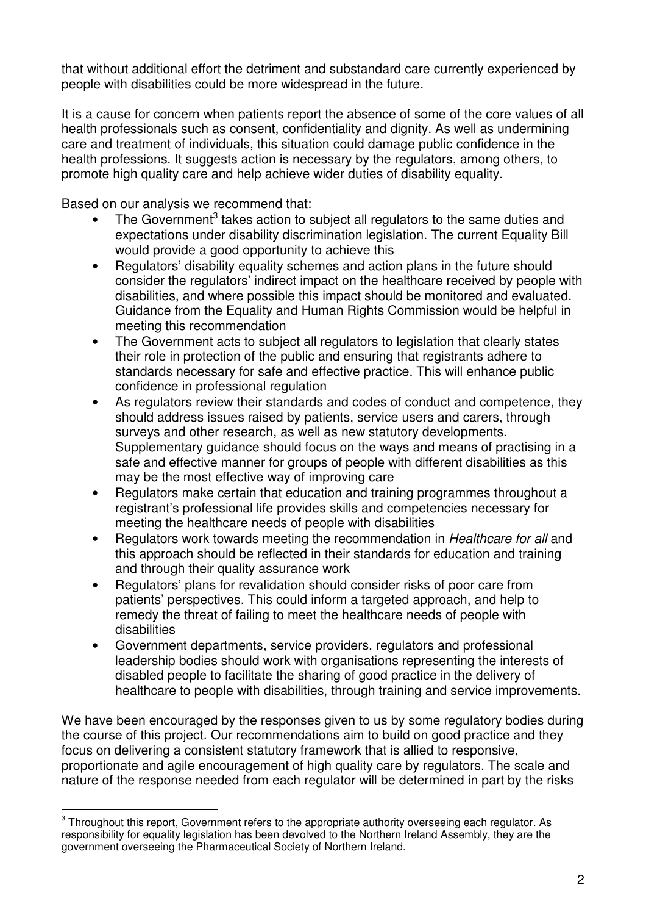that without additional effort the detriment and substandard care currently experienced by people with disabilities could be more widespread in the future.

It is a cause for concern when patients report the absence of some of the core values of all health professionals such as consent, confidentiality and dignity. As well as undermining care and treatment of individuals, this situation could damage public confidence in the health professions. It suggests action is necessary by the regulators, among others, to promote high quality care and help achieve wider duties of disability equality.

Based on our analysis we recommend that:

- The Government[3] takes action to subject all regulators to the same duties and expectations under disability discrimination legislation. The current Equality Bill would provide a good opportunity to achieve this
- Regulators' disability equality schemes and action plans in the future should consider the regulators' indirect impact on the healthcare received by people with disabilities, and where possible this impact should be monitored and evaluated. Guidance from the Equality and Human Rights Commission would be helpful in meeting this recommendation
- The Government acts to subject all regulators to legislation that clearly states their role in protection of the public and ensuring that registrants adhere to standards necessary for safe and effective practice. This will enhance public confidence in professional regulation
- As regulators review their standards and codes of conduct and competence, they should address issues raised by patients, service users and carers, through surveys and other research, as well as new statutory developments. Supplementary guidance should focus on the ways and means of practising in a safe and effective manner for groups of people with different disabilities as this may be the most effective way of improving care
- Regulators make certain that education and training programmes throughout a registrant's professional life provides skills and competencies necessary for meeting the healthcare needs of people with disabilities
- Regulators work towards meeting the recommendation in *Healthcare for all* and this approach should be reflected in their standards for education and training and through their quality assurance work
- Regulators' plans for revalidation should consider risks of poor care from patients' perspectives. This could inform a targeted approach, and help to remedy the threat of failing to meet the healthcare needs of people with disabilities
- Government departments, service providers, regulators and professional leadership bodies should work with organisations representing the interests of disabled people to facilitate the sharing of good practice in the delivery of healthcare to people with disabilities, through training and service improvements.

We have been encouraged by the responses given to us by some regulatory bodies during the course of this project. Our recommendations aim to build on good practice and they focus on delivering a consistent statutory framework that is allied to responsive, proportionate and agile encouragement of high quality care by regulators. The scale and nature of the response needed from each regulator will be determined in part by the risks

[3] Throughout this report, Government refers to the appropriate authority overseeing each regulator. As responsibility for equality legislation has been devolved to the Northern Ireland Assembly, they are the government overseeing the Pharmaceutical Society of Northern Ireland.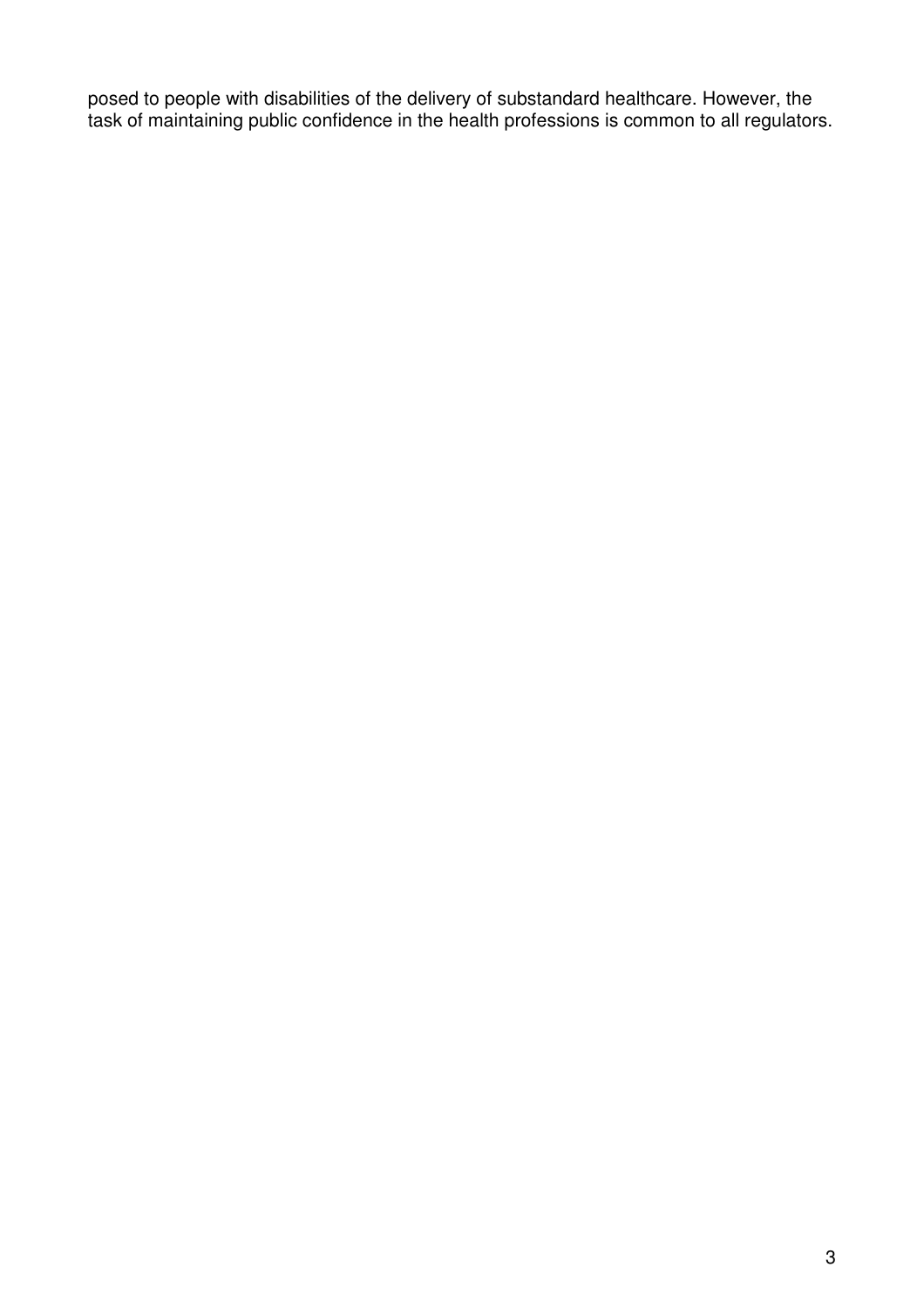posed to people with disabilities of the delivery of substandard healthcare. However, the task of maintaining public confidence in the health professions is common to all regulators.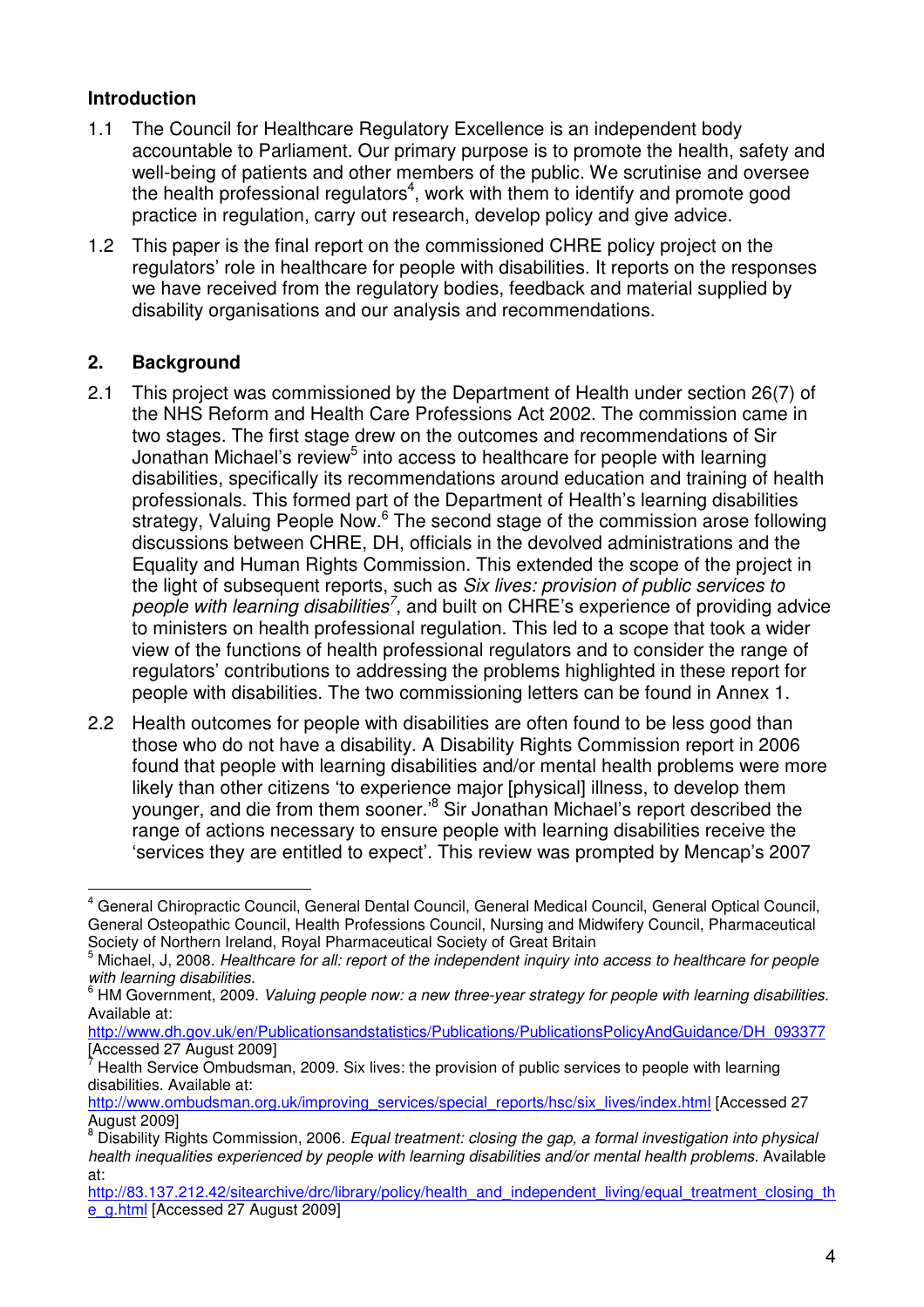## Introduction

1.1 The Council for Healthcare Regulatory Excellence is an independent body accountable to Parliament. Our primary purpose is to promote the health, safety and well-being of patients and other members of the public. We scrutinise and oversee the health professional regulators[4], work with them to identify and promote good practice in regulation, carry out research, develop policy and give advice.

1.2 This paper is the final report on the commissioned CHRE policy project on the regulators' role in healthcare for people with disabilities. It reports on the responses we have received from the regulatory bodies, feedback and material supplied by disability organisations and our analysis and recommendations.

## 2. Background

2.1 This project was commissioned by the Department of Health under section 26(7) of the NHS Reform and Health Care Professions Act 2002. The commission came in two stages. The first stage drew on the outcomes and recommendations of Sir Jonathan Michael's review[5] into access to healthcare for people with learning disabilities, specifically its recommendations around education and training of health professionals. This formed part of the Department of Health's learning disabilities strategy, Valuing People Now.[6] The second stage of the commission arose following discussions between CHRE, DH, officials in the devolved administrations and the Equality and Human Rights Commission. This extended the scope of the project in the light of subsequent reports, such as *Six lives: provision of public services to people with learning disabilities*[7], and built on CHRE's experience of providing advice to ministers on health professional regulation. This led to a scope that took a wider view of the functions of health professional regulators and to consider the range of regulators' contributions to addressing the problems highlighted in these report for people with disabilities. The two commissioning letters can be found in Annex 1.

2.2 Health outcomes for people with disabilities are often found to be less good than those who do not have a disability. A Disability Rights Commission report in 2006 found that people with learning disabilities and/or mental health problems were more likely than other citizens 'to experience major [physical] illness, to develop them younger, and die from them sooner.'[8] Sir Jonathan Michael's report described the range of actions necessary to ensure people with learning disabilities receive the 'services they are entitled to expect'. This review was prompted by Mencap's 2007

---

[4] General Chiropractic Council, General Dental Council, General Medical Council, General Optical Council, General Osteopathic Council, Health Professions Council, Nursing and Midwifery Council, Pharmaceutical Society of Northern Ireland, Royal Pharmaceutical Society of Great Britain

[5] Michael, J, 2008. *Healthcare for all: report of the independent inquiry into access to healthcare for people with learning disabilities.*

[6] HM Government, 2009. *Valuing people now: a new three-year strategy for people with learning disabilities.* Available at: http://www.dh.gov.uk/en/Publicationsandstatistics/Publications/PublicationsPolicyAndGuidance/DH_093377 [Accessed 27 August 2009]

[7] Health Service Ombudsman, 2009. Six lives: the provision of public services to people with learning disabilities. Available at: http://www.ombudsman.org.uk/improving_services/special_reports/hsc/six_lives/index.html [Accessed 27 August 2009]

[8] Disability Rights Commission, 2006. *Equal treatment: closing the gap, a formal investigation into physical health inequalities experienced by people with learning disabilities and/or mental health problems.* Available at: http://83.137.212.42/sitearchive/drc/library/policy/health_and_independent_living/equal_treatment_closing_the_g.html [Accessed 27 August 2009]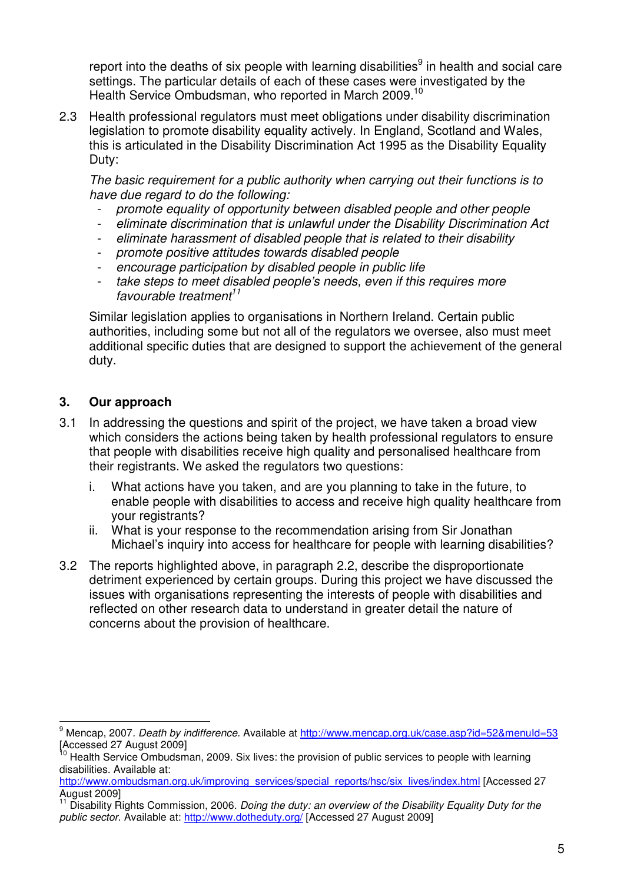report into the deaths of six people with learning disabilities[9] in health and social care settings. The particular details of each of these cases were investigated by the Health Service Ombudsman, who reported in March 2009.[10]

2.3 Health professional regulators must meet obligations under disability discrimination legislation to promote disability equality actively. In England, Scotland and Wales, this is articulated in the Disability Discrimination Act 1995 as the Disability Equality Duty:

*The basic requirement for a public authority when carrying out their functions is to have due regard to do the following:*

- *promote equality of opportunity between disabled people and other people*
- *eliminate discrimination that is unlawful under the Disability Discrimination Act*
- *eliminate harassment of disabled people that is related to their disability*
- *promote positive attitudes towards disabled people*
- *encourage participation by disabled people in public life*
- *take steps to meet disabled people's needs, even if this requires more favourable treatment*[11]

Similar legislation applies to organisations in Northern Ireland. Certain public authorities, including some but not all of the regulators we oversee, also must meet additional specific duties that are designed to support the achievement of the general duty.

## 3. Our approach

3.1 In addressing the questions and spirit of the project, we have taken a broad view which considers the actions being taken by health professional regulators to ensure that people with disabilities receive high quality and personalised healthcare from their registrants. We asked the regulators two questions:

i. What actions have you taken, and are you planning to take in the future, to enable people with disabilities to access and receive high quality healthcare from your registrants?

ii. What is your response to the recommendation arising from Sir Jonathan Michael's inquiry into access for healthcare for people with learning disabilities?

3.2 The reports highlighted above, in paragraph 2.2, describe the disproportionate detriment experienced by certain groups. During this project we have discussed the issues with organisations representing the interests of people with disabilities and reflected on other research data to understand in greater detail the nature of concerns about the provision of healthcare.

---

[9] Mencap, 2007. *Death by indifference.* Available at http://www.mencap.org.uk/case.asp?id=52&menuId=53 [Accessed 27 August 2009]

[10] Health Service Ombudsman, 2009. Six lives: the provision of public services to people with learning disabilities. Available at: http://www.ombudsman.org.uk/improving_services/special_reports/hsc/six_lives/index.html [Accessed 27 August 2009]

[11] Disability Rights Commission, 2006. *Doing the duty: an overview of the Disability Equality Duty for the public sector.* Available at: http://www.dotheduty.org/ [Accessed 27 August 2009]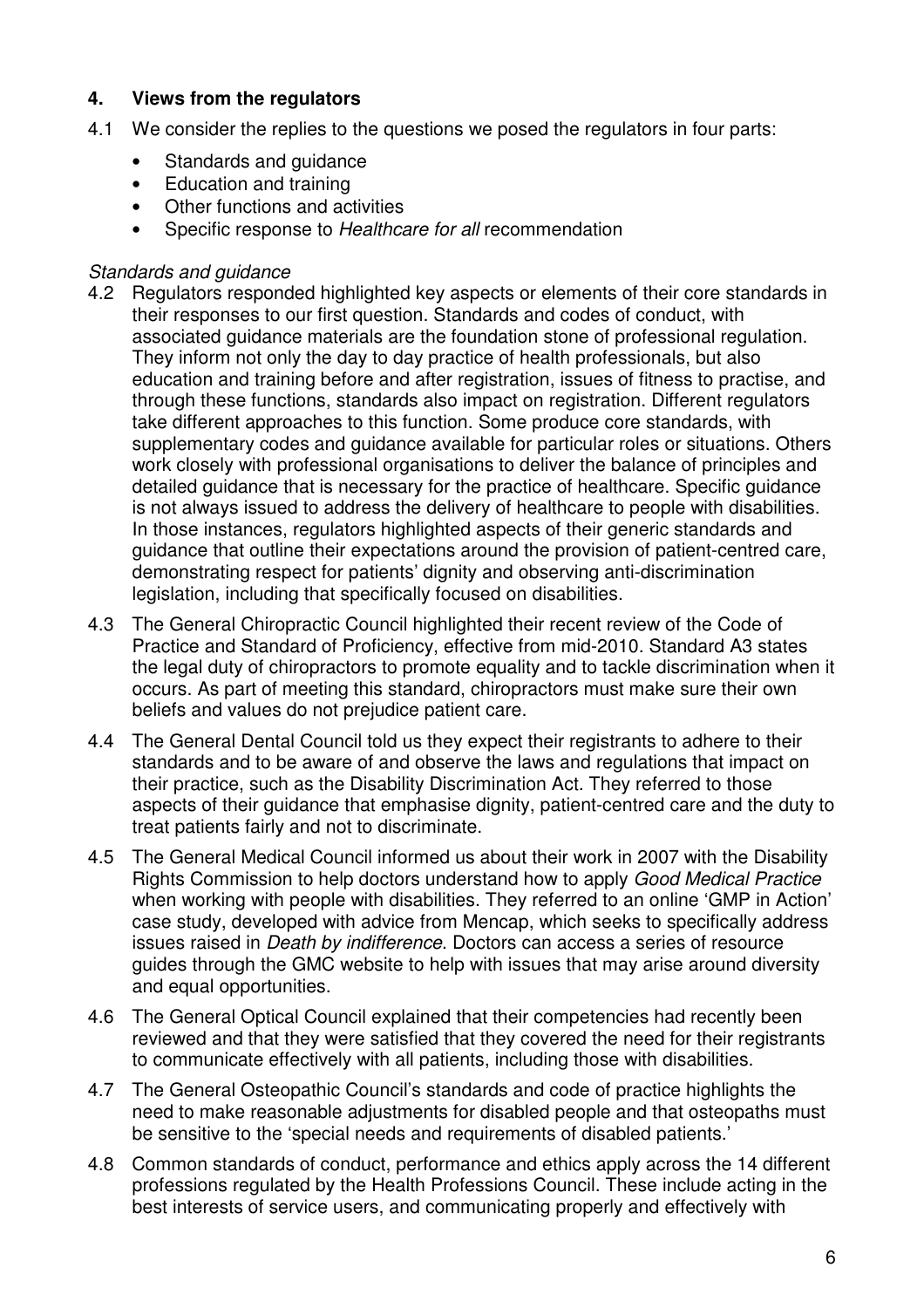## 4. Views from the regulators

4.1 We consider the replies to the questions we posed the regulators in four parts:

- Standards and guidance
- Education and training
- Other functions and activities
- Specific response to *Healthcare for all* recommendation

*Standards and guidance*

4.2 Regulators responded highlighted key aspects or elements of their core standards in their responses to our first question. Standards and codes of conduct, with associated guidance materials are the foundation stone of professional regulation. They inform not only the day to day practice of health professionals, but also education and training before and after registration, issues of fitness to practise, and through these functions, standards also impact on registration. Different regulators take different approaches to this function. Some produce core standards, with supplementary codes and guidance available for particular roles or situations. Others work closely with professional organisations to deliver the balance of principles and detailed guidance that is necessary for the practice of healthcare. Specific guidance is not always issued to address the delivery of healthcare to people with disabilities. In those instances, regulators highlighted aspects of their generic standards and guidance that outline their expectations around the provision of patient-centred care, demonstrating respect for patients' dignity and observing anti-discrimination legislation, including that specifically focused on disabilities.

4.3 The General Chiropractic Council highlighted their recent review of the Code of Practice and Standard of Proficiency, effective from mid-2010. Standard A3 states the legal duty of chiropractors to promote equality and to tackle discrimination when it occurs. As part of meeting this standard, chiropractors must make sure their own beliefs and values do not prejudice patient care.

4.4 The General Dental Council told us they expect their registrants to adhere to their standards and to be aware of and observe the laws and regulations that impact on their practice, such as the Disability Discrimination Act. They referred to those aspects of their guidance that emphasise dignity, patient-centred care and the duty to treat patients fairly and not to discriminate.

4.5 The General Medical Council informed us about their work in 2007 with the Disability Rights Commission to help doctors understand how to apply *Good Medical Practice* when working with people with disabilities. They referred to an online 'GMP in Action' case study, developed with advice from Mencap, which seeks to specifically address issues raised in *Death by indifference*. Doctors can access a series of resource guides through the GMC website to help with issues that may arise around diversity and equal opportunities.

4.6 The General Optical Council explained that their competencies had recently been reviewed and that they were satisfied that they covered the need for their registrants to communicate effectively with all patients, including those with disabilities.

4.7 The General Osteopathic Council's standards and code of practice highlights the need to make reasonable adjustments for disabled people and that osteopaths must be sensitive to the 'special needs and requirements of disabled patients.'

4.8 Common standards of conduct, performance and ethics apply across the 14 different professions regulated by the Health Professions Council. These include acting in the best interests of service users, and communicating properly and effectively with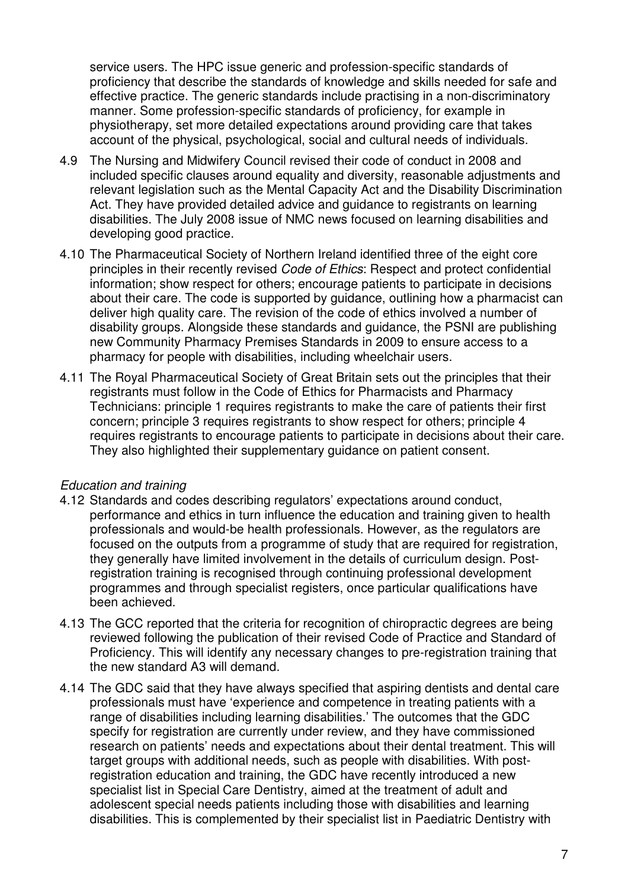service users. The HPC issue generic and profession-specific standards of proficiency that describe the standards of knowledge and skills needed for safe and effective practice. The generic standards include practising in a non-discriminatory manner. Some profession-specific standards of proficiency, for example in physiotherapy, set more detailed expectations around providing care that takes account of the physical, psychological, social and cultural needs of individuals.

4.9 The Nursing and Midwifery Council revised their code of conduct in 2008 and included specific clauses around equality and diversity, reasonable adjustments and relevant legislation such as the Mental Capacity Act and the Disability Discrimination Act. They have provided detailed advice and guidance to registrants on learning disabilities. The July 2008 issue of NMC news focused on learning disabilities and developing good practice.

4.10 The Pharmaceutical Society of Northern Ireland identified three of the eight core principles in their recently revised *Code of Ethics*: Respect and protect confidential information; show respect for others; encourage patients to participate in decisions about their care. The code is supported by guidance, outlining how a pharmacist can deliver high quality care. The revision of the code of ethics involved a number of disability groups. Alongside these standards and guidance, the PSNI are publishing new Community Pharmacy Premises Standards in 2009 to ensure access to a pharmacy for people with disabilities, including wheelchair users.

4.11 The Royal Pharmaceutical Society of Great Britain sets out the principles that their registrants must follow in the Code of Ethics for Pharmacists and Pharmacy Technicians: principle 1 requires registrants to make the care of patients their first concern; principle 3 requires registrants to show respect for others; principle 4 requires registrants to encourage patients to participate in decisions about their care. They also highlighted their supplementary guidance on patient consent.

*Education and training*

4.12 Standards and codes describing regulators' expectations around conduct, performance and ethics in turn influence the education and training given to health professionals and would-be health professionals. However, as the regulators are focused on the outputs from a programme of study that are required for registration, they generally have limited involvement in the details of curriculum design. Post-registration training is recognised through continuing professional development programmes and through specialist registers, once particular qualifications have been achieved.

4.13 The GCC reported that the criteria for recognition of chiropractic degrees are being reviewed following the publication of their revised Code of Practice and Standard of Proficiency. This will identify any necessary changes to pre-registration training that the new standard A3 will demand.

4.14 The GDC said that they have always specified that aspiring dentists and dental care professionals must have 'experience and competence in treating patients with a range of disabilities including learning disabilities.' The outcomes that the GDC specify for registration are currently under review, and they have commissioned research on patients' needs and expectations about their dental treatment. This will target groups with additional needs, such as people with disabilities. With post-registration education and training, the GDC have recently introduced a new specialist list in Special Care Dentistry, aimed at the treatment of adult and adolescent special needs patients including those with disabilities and learning disabilities. This is complemented by their specialist list in Paediatric Dentistry with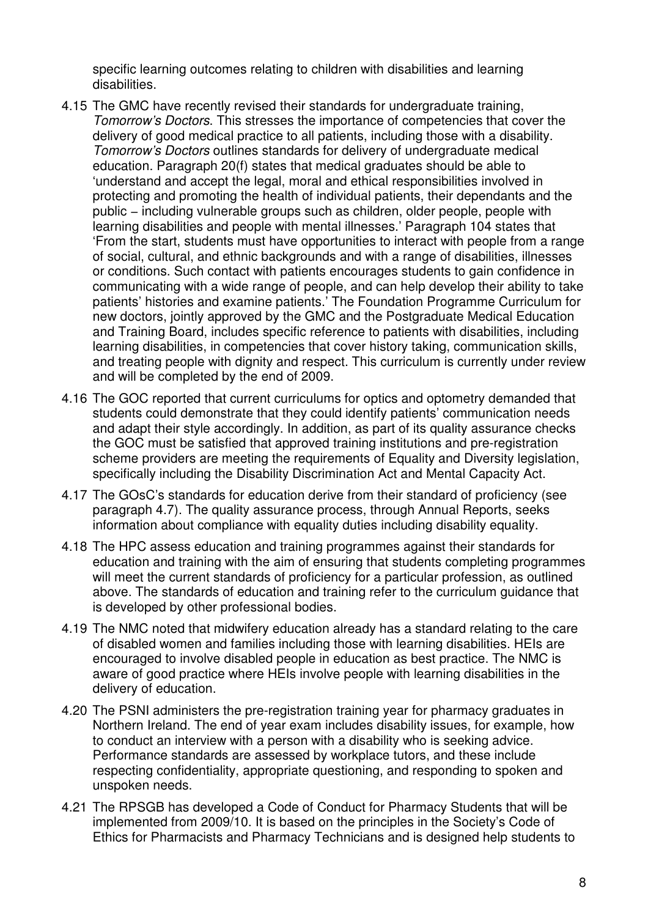specific learning outcomes relating to children with disabilities and learning disabilities.

4.15 The GMC have recently revised their standards for undergraduate training, *Tomorrow's Doctors*. This stresses the importance of competencies that cover the delivery of good medical practice to all patients, including those with a disability. *Tomorrow's Doctors* outlines standards for delivery of undergraduate medical education. Paragraph 20(f) states that medical graduates should be able to 'understand and accept the legal, moral and ethical responsibilities involved in protecting and promoting the health of individual patients, their dependants and the public – including vulnerable groups such as children, older people, people with learning disabilities and people with mental illnesses.' Paragraph 104 states that 'From the start, students must have opportunities to interact with people from a range of social, cultural, and ethnic backgrounds and with a range of disabilities, illnesses or conditions. Such contact with patients encourages students to gain confidence in communicating with a wide range of people, and can help develop their ability to take patients' histories and examine patients.' The Foundation Programme Curriculum for new doctors, jointly approved by the GMC and the Postgraduate Medical Education and Training Board, includes specific reference to patients with disabilities, including learning disabilities, in competencies that cover history taking, communication skills, and treating people with dignity and respect. This curriculum is currently under review and will be completed by the end of 2009.

4.16 The GOC reported that current curriculums for optics and optometry demanded that students could demonstrate that they could identify patients' communication needs and adapt their style accordingly. In addition, as part of its quality assurance checks the GOC must be satisfied that approved training institutions and pre-registration scheme providers are meeting the requirements of Equality and Diversity legislation, specifically including the Disability Discrimination Act and Mental Capacity Act.

4.17 The GOsC's standards for education derive from their standard of proficiency (see paragraph 4.7). The quality assurance process, through Annual Reports, seeks information about compliance with equality duties including disability equality.

4.18 The HPC assess education and training programmes against their standards for education and training with the aim of ensuring that students completing programmes will meet the current standards of proficiency for a particular profession, as outlined above. The standards of education and training refer to the curriculum guidance that is developed by other professional bodies.

4.19 The NMC noted that midwifery education already has a standard relating to the care of disabled women and families including those with learning disabilities. HEIs are encouraged to involve disabled people in education as best practice. The NMC is aware of good practice where HEIs involve people with learning disabilities in the delivery of education.

4.20 The PSNI administers the pre-registration training year for pharmacy graduates in Northern Ireland. The end of year exam includes disability issues, for example, how to conduct an interview with a person with a disability who is seeking advice. Performance standards are assessed by workplace tutors, and these include respecting confidentiality, appropriate questioning, and responding to spoken and unspoken needs.

4.21 The RPSGB has developed a Code of Conduct for Pharmacy Students that will be implemented from 2009/10. It is based on the principles in the Society's Code of Ethics for Pharmacists and Pharmacy Technicians and is designed help students to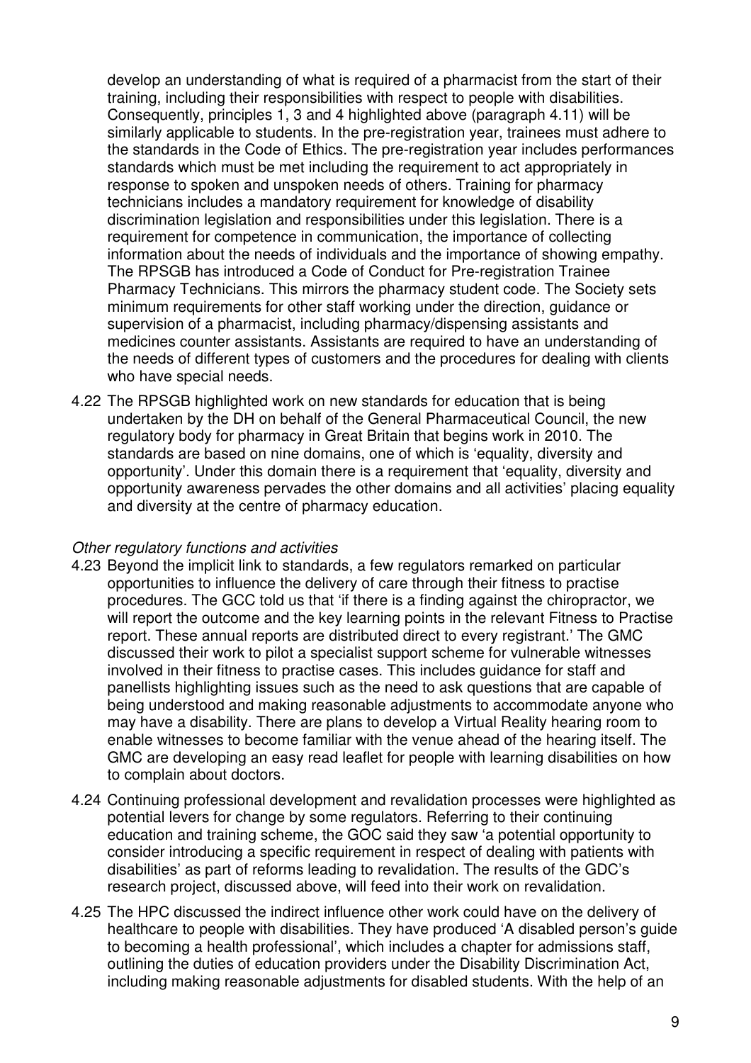develop an understanding of what is required of a pharmacist from the start of their training, including their responsibilities with respect to people with disabilities. Consequently, principles 1, 3 and 4 highlighted above (paragraph 4.11) will be similarly applicable to students. In the pre-registration year, trainees must adhere to the standards in the Code of Ethics. The pre-registration year includes performances standards which must be met including the requirement to act appropriately in response to spoken and unspoken needs of others. Training for pharmacy technicians includes a mandatory requirement for knowledge of disability discrimination legislation and responsibilities under this legislation. There is a requirement for competence in communication, the importance of collecting information about the needs of individuals and the importance of showing empathy. The RPSGB has introduced a Code of Conduct for Pre-registration Trainee Pharmacy Technicians. This mirrors the pharmacy student code. The Society sets minimum requirements for other staff working under the direction, guidance or supervision of a pharmacist, including pharmacy/dispensing assistants and medicines counter assistants. Assistants are required to have an understanding of the needs of different types of customers and the procedures for dealing with clients who have special needs.

4.22 The RPSGB highlighted work on new standards for education that is being undertaken by the DH on behalf of the General Pharmaceutical Council, the new regulatory body for pharmacy in Great Britain that begins work in 2010. The standards are based on nine domains, one of which is 'equality, diversity and opportunity'. Under this domain there is a requirement that 'equality, diversity and opportunity awareness pervades the other domains and all activities' placing equality and diversity at the centre of pharmacy education.

*Other regulatory functions and activities*

4.23 Beyond the implicit link to standards, a few regulators remarked on particular opportunities to influence the delivery of care through their fitness to practise procedures. The GCC told us that 'if there is a finding against the chiropractor, we will report the outcome and the key learning points in the relevant Fitness to Practise report. These annual reports are distributed direct to every registrant.' The GMC discussed their work to pilot a specialist support scheme for vulnerable witnesses involved in their fitness to practise cases. This includes guidance for staff and panellists highlighting issues such as the need to ask questions that are capable of being understood and making reasonable adjustments to accommodate anyone who may have a disability. There are plans to develop a Virtual Reality hearing room to enable witnesses to become familiar with the venue ahead of the hearing itself. The GMC are developing an easy read leaflet for people with learning disabilities on how to complain about doctors.

4.24 Continuing professional development and revalidation processes were highlighted as potential levers for change by some regulators. Referring to their continuing education and training scheme, the GOC said they saw 'a potential opportunity to consider introducing a specific requirement in respect of dealing with patients with disabilities' as part of reforms leading to revalidation. The results of the GDC's research project, discussed above, will feed into their work on revalidation.

4.25 The HPC discussed the indirect influence other work could have on the delivery of healthcare to people with disabilities. They have produced 'A disabled person's guide to becoming a health professional', which includes a chapter for admissions staff, outlining the duties of education providers under the Disability Discrimination Act, including making reasonable adjustments for disabled students. With the help of an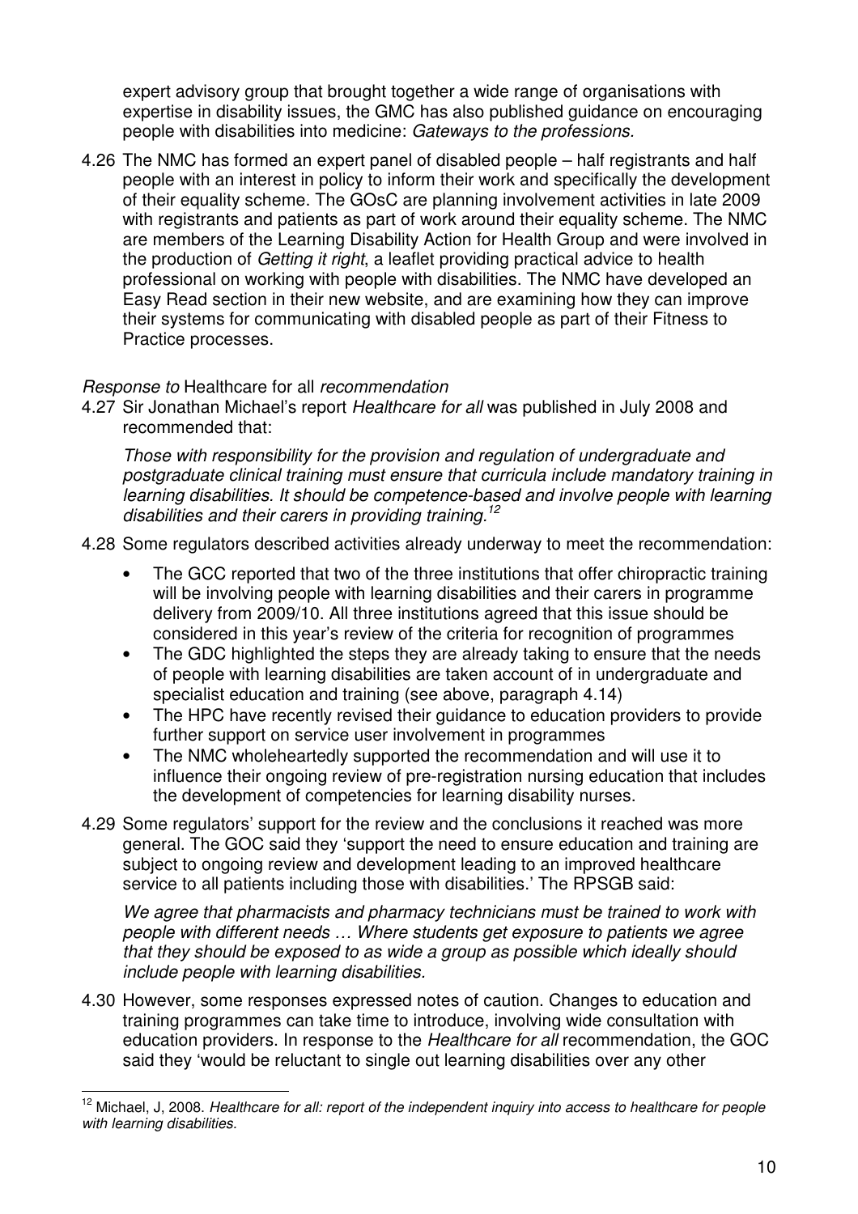expert advisory group that brought together a wide range of organisations with expertise in disability issues, the GMC has also published guidance on encouraging people with disabilities into medicine: *Gateways to the professions.*

4.26 The NMC has formed an expert panel of disabled people – half registrants and half people with an interest in policy to inform their work and specifically the development of their equality scheme. The GOsC are planning involvement activities in late 2009 with registrants and patients as part of work around their equality scheme. The NMC are members of the Learning Disability Action for Health Group and were involved in the production of *Getting it right*, a leaflet providing practical advice to health professional on working with people with disabilities. The NMC have developed an Easy Read section in their new website, and are examining how they can improve their systems for communicating with disabled people as part of their Fitness to Practice processes.

*Response to* Healthcare for all *recommendation*

4.27 Sir Jonathan Michael's report *Healthcare for all* was published in July 2008 and recommended that:

> *Those with responsibility for the provision and regulation of undergraduate and postgraduate clinical training must ensure that curricula include mandatory training in learning disabilities. It should be competence-based and involve people with learning disabilities and their carers in providing training.*[12]

4.28 Some regulators described activities already underway to meet the recommendation:

- The GCC reported that two of the three institutions that offer chiropractic training will be involving people with learning disabilities and their carers in programme delivery from 2009/10. All three institutions agreed that this issue should be considered in this year's review of the criteria for recognition of programmes
- The GDC highlighted the steps they are already taking to ensure that the needs of people with learning disabilities are taken account of in undergraduate and specialist education and training (see above, paragraph 4.14)
- The HPC have recently revised their guidance to education providers to provide further support on service user involvement in programmes
- The NMC wholeheartedly supported the recommendation and will use it to influence their ongoing review of pre-registration nursing education that includes the development of competencies for learning disability nurses.

4.29 Some regulators' support for the review and the conclusions it reached was more general. The GOC said they 'support the need to ensure education and training are subject to ongoing review and development leading to an improved healthcare service to all patients including those with disabilities.' The RPSGB said:

> *We agree that pharmacists and pharmacy technicians must be trained to work with people with different needs … Where students get exposure to patients we agree that they should be exposed to as wide a group as possible which ideally should include people with learning disabilities.*

4.30 However, some responses expressed notes of caution. Changes to education and training programmes can take time to introduce, involving wide consultation with education providers. In response to the *Healthcare for all* recommendation, the GOC said they 'would be reluctant to single out learning disabilities over any other

---

[12] Michael, J, 2008. *Healthcare for all: report of the independent inquiry into access to healthcare for people with learning disabilities.*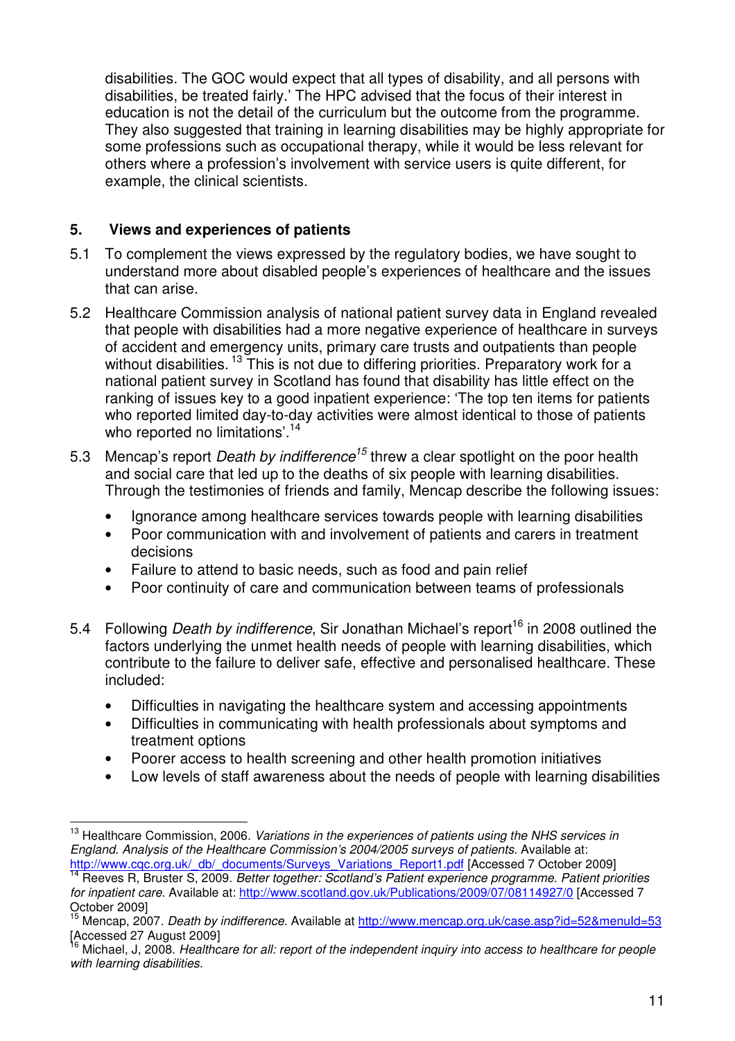disabilities. The GOC would expect that all types of disability, and all persons with disabilities, be treated fairly.' The HPC advised that the focus of their interest in education is not the detail of the curriculum but the outcome from the programme. They also suggested that training in learning disabilities may be highly appropriate for some professions such as occupational therapy, while it would be less relevant for others where a profession's involvement with service users is quite different, for example, the clinical scientists.

## 5. Views and experiences of patients

5.1 To complement the views expressed by the regulatory bodies, we have sought to understand more about disabled people's experiences of healthcare and the issues that can arise.

5.2 Healthcare Commission analysis of national patient survey data in England revealed that people with disabilities had a more negative experience of healthcare in surveys of accident and emergency units, primary care trusts and outpatients than people without disabilities. [13] This is not due to differing priorities. Preparatory work for a national patient survey in Scotland has found that disability has little effect on the ranking of issues key to a good inpatient experience: 'The top ten items for patients who reported limited day-to-day activities were almost identical to those of patients who reported no limitations'.[14]

5.3 Mencap's report *Death by indifference*[15] threw a clear spotlight on the poor health and social care that led up to the deaths of six people with learning disabilities. Through the testimonies of friends and family, Mencap describe the following issues:

- Ignorance among healthcare services towards people with learning disabilities
- Poor communication with and involvement of patients and carers in treatment decisions
- Failure to attend to basic needs, such as food and pain relief
- Poor continuity of care and communication between teams of professionals

5.4 Following *Death by indifference*, Sir Jonathan Michael's report[16] in 2008 outlined the factors underlying the unmet health needs of people with learning disabilities, which contribute to the failure to deliver safe, effective and personalised healthcare. These included:

- Difficulties in navigating the healthcare system and accessing appointments
- Difficulties in communicating with health professionals about symptoms and treatment options
- Poorer access to health screening and other health promotion initiatives
- Low levels of staff awareness about the needs of people with learning disabilities

---

[13] Healthcare Commission, 2006. *Variations in the experiences of patients using the NHS services in England. Analysis of the Healthcare Commission's 2004/2005 surveys of patients.* Available at: http://www.cqc.org.uk/_db/_documents/Surveys_Variations_Report1.pdf [Accessed 7 October 2009]

[14] Reeves R, Bruster S, 2009. *Better together: Scotland's Patient experience programme. Patient priorities for inpatient care.* Available at: http://www.scotland.gov.uk/Publications/2009/07/08114927/0 [Accessed 7 October 2009]

[15] Mencap, 2007. *Death by indifference.* Available at http://www.mencap.org.uk/case.asp?id=52&menuId=53 [Accessed 27 August 2009]

[16] Michael, J, 2008. *Healthcare for all: report of the independent inquiry into access to healthcare for people with learning disabilities.*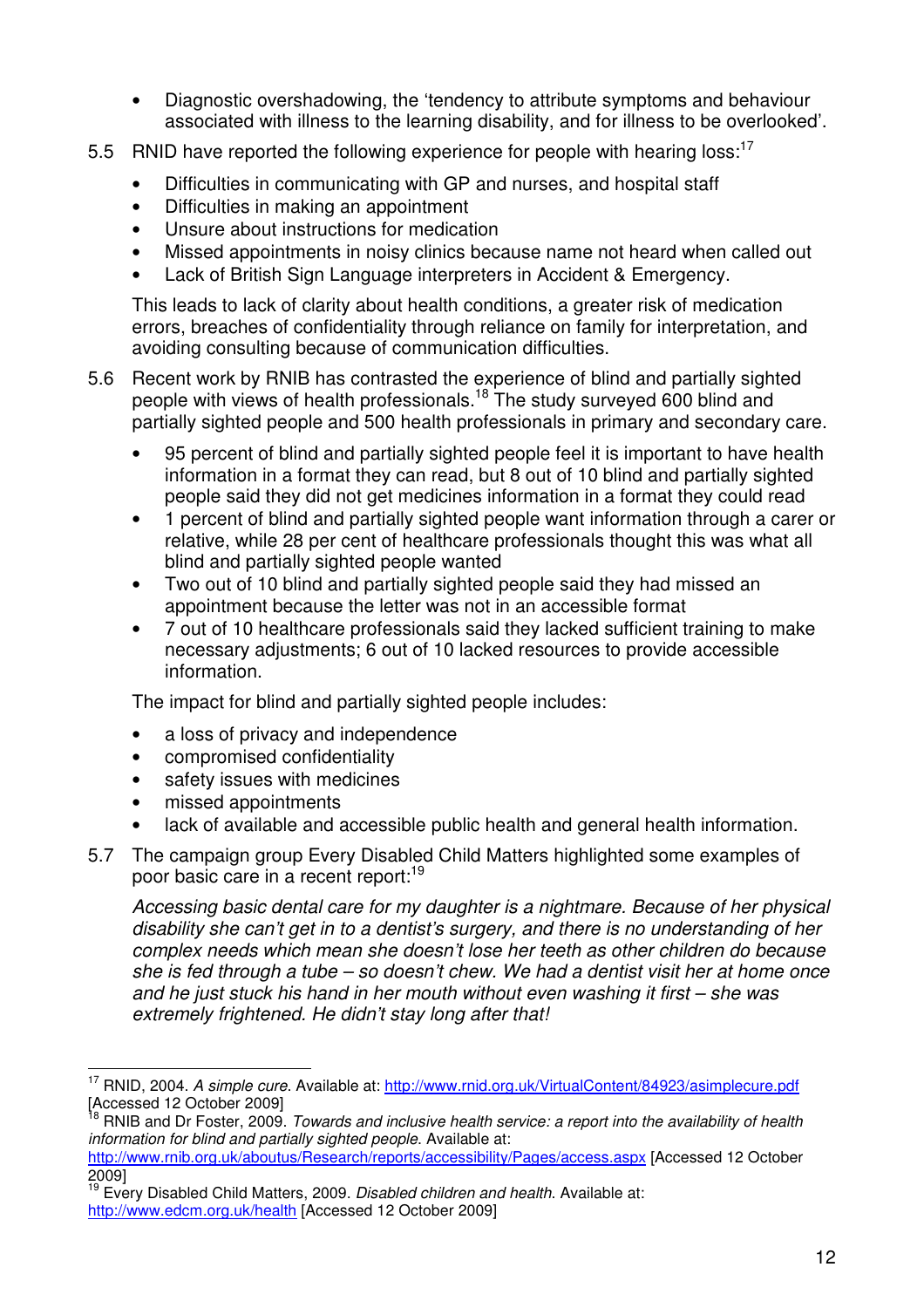- Diagnostic overshadowing, the 'tendency to attribute symptoms and behaviour associated with illness to the learning disability, and for illness to be overlooked'.

5.5 RNID have reported the following experience for people with hearing loss:[17]

- Difficulties in communicating with GP and nurses, and hospital staff
- Difficulties in making an appointment
- Unsure about instructions for medication
- Missed appointments in noisy clinics because name not heard when called out
- Lack of British Sign Language interpreters in Accident & Emergency.

This leads to lack of clarity about health conditions, a greater risk of medication errors, breaches of confidentiality through reliance on family for interpretation, and avoiding consulting because of communication difficulties.

5.6 Recent work by RNIB has contrasted the experience of blind and partially sighted people with views of health professionals.[18] The study surveyed 600 blind and partially sighted people and 500 health professionals in primary and secondary care.

- 95 percent of blind and partially sighted people feel it is important to have health information in a format they can read, but 8 out of 10 blind and partially sighted people said they did not get medicines information in a format they could read
- 1 percent of blind and partially sighted people want information through a carer or relative, while 28 per cent of healthcare professionals thought this was what all blind and partially sighted people wanted
- Two out of 10 blind and partially sighted people said they had missed an appointment because the letter was not in an accessible format
- 7 out of 10 healthcare professionals said they lacked sufficient training to make necessary adjustments; 6 out of 10 lacked resources to provide accessible information.

The impact for blind and partially sighted people includes:

- a loss of privacy and independence
- compromised confidentiality
- safety issues with medicines
- missed appointments
- lack of available and accessible public health and general health information.

5.7 The campaign group Every Disabled Child Matters highlighted some examples of poor basic care in a recent report:[19]

*Accessing basic dental care for my daughter is a nightmare. Because of her physical disability she can't get in to a dentist's surgery, and there is no understanding of her complex needs which mean she doesn't lose her teeth as other children do because she is fed through a tube – so doesn't chew. We had a dentist visit her at home once and he just stuck his hand in her mouth without even washing it first – she was extremely frightened. He didn't stay long after that!*

---

[17] RNID, 2004. *A simple cure*. Available at: http://www.rnid.org.uk/VirtualContent/84923/asimplecure.pdf [Accessed 12 October 2009]

[18] RNIB and Dr Foster, 2009. *Towards and inclusive health service: a report into the availability of health information for blind and partially sighted people*. Available at: http://www.rnib.org.uk/aboutus/Research/reports/accessibility/Pages/access.aspx [Accessed 12 October 2009]

[19] Every Disabled Child Matters, 2009. *Disabled children and health*. Available at: http://www.edcm.org.uk/health [Accessed 12 October 2009]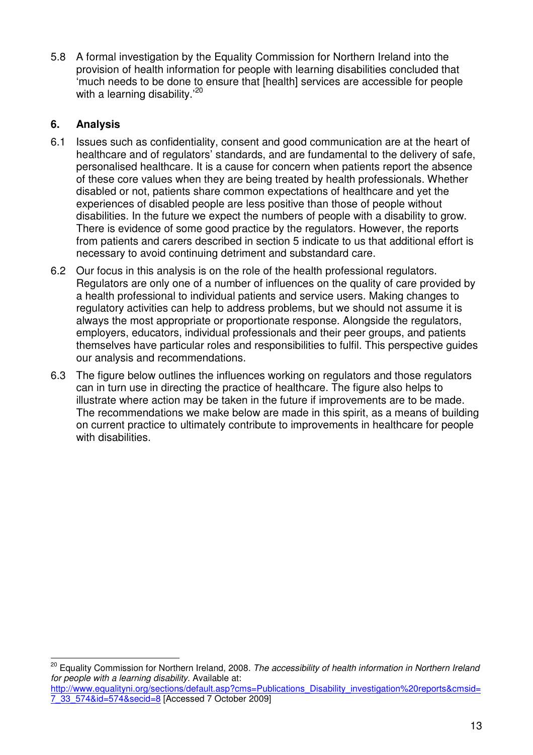5.8 A formal investigation by the Equality Commission for Northern Ireland into the provision of health information for people with learning disabilities concluded that 'much needs to be done to ensure that [health] services are accessible for people with a learning disability.'[20]

## 6. Analysis

6.1 Issues such as confidentiality, consent and good communication are at the heart of healthcare and of regulators' standards, and are fundamental to the delivery of safe, personalised healthcare. It is a cause for concern when patients report the absence of these core values when they are being treated by health professionals. Whether disabled or not, patients share common expectations of healthcare and yet the experiences of disabled people are less positive than those of people without disabilities. In the future we expect the numbers of people with a disability to grow. There is evidence of some good practice by the regulators. However, the reports from patients and carers described in section 5 indicate to us that additional effort is necessary to avoid continuing detriment and substandard care.

6.2 Our focus in this analysis is on the role of the health professional regulators. Regulators are only one of a number of influences on the quality of care provided by a health professional to individual patients and service users. Making changes to regulatory activities can help to address problems, but we should not assume it is always the most appropriate or proportionate response. Alongside the regulators, employers, educators, individual professionals and their peer groups, and patients themselves have particular roles and responsibilities to fulfil. This perspective guides our analysis and recommendations.

6.3 The figure below outlines the influences working on regulators and those regulators can in turn use in directing the practice of healthcare. The figure also helps to illustrate where action may be taken in the future if improvements are to be made. The recommendations we make below are made in this spirit, as a means of building on current practice to ultimately contribute to improvements in healthcare for people with disabilities.

---

[20] Equality Commission for Northern Ireland, 2008. *The accessibility of health information in Northern Ireland for people with a learning disability*. Available at: http://www.equalityni.org/sections/default.asp?cms=Publications_Disability_investigation%20reports&cmsid=7_33_574&id=574&secid=8 [Accessed 7 October 2009]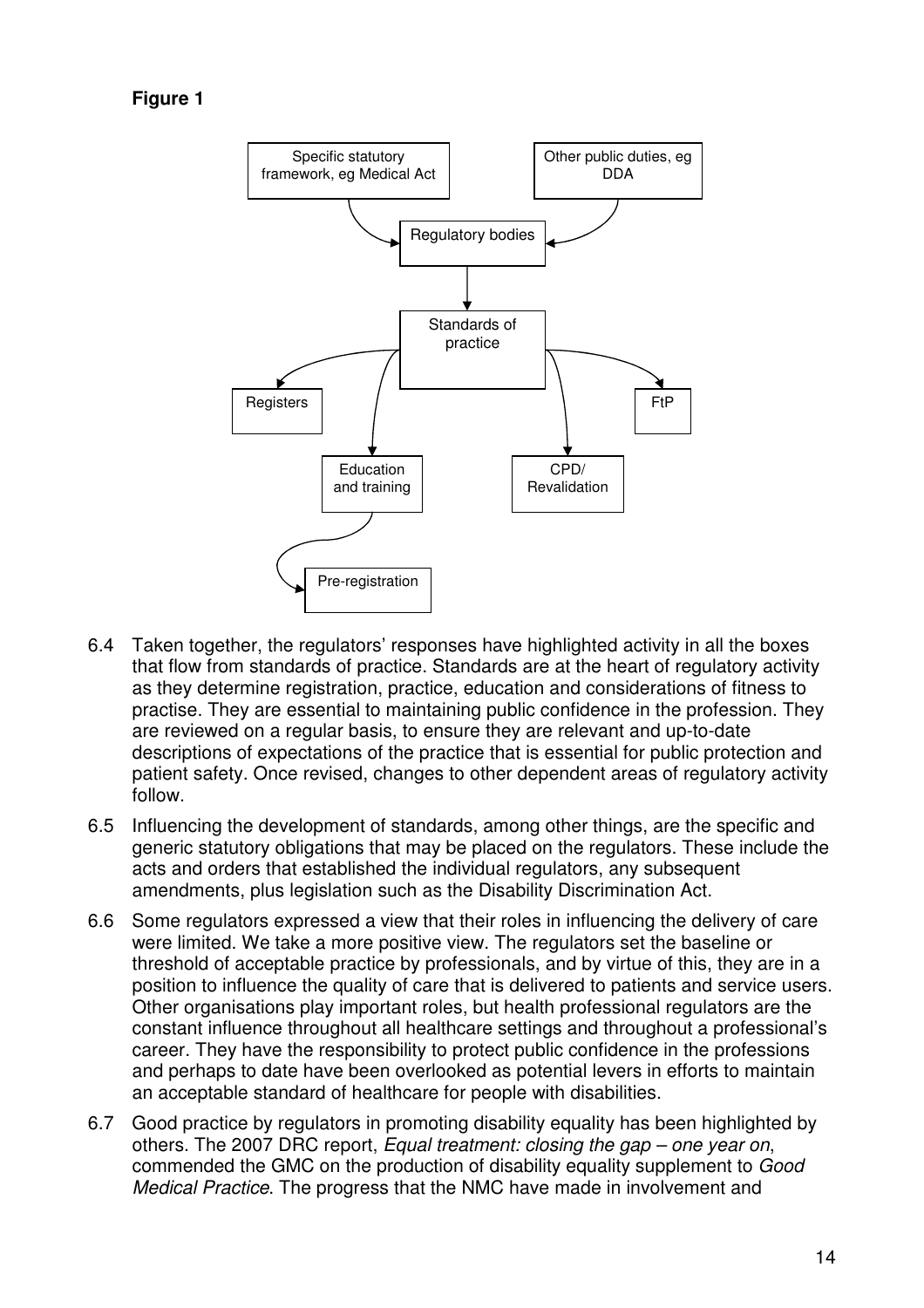**Figure 1**

Specific statutory framework, eg Medical Act

Other public duties, eg DDA

Regulatory bodies

Standards of practice

Registers

FtP

Education and training

CPD/ Revalidation

Pre-registration

6.4 Taken together, the regulators' responses have highlighted activity in all the boxes that flow from standards of practice. Standards are at the heart of regulatory activity as they determine registration, practice, education and considerations of fitness to practise. They are essential to maintaining public confidence in the profession. They are reviewed on a regular basis, to ensure they are relevant and up-to-date descriptions of expectations of the practice that is essential for public protection and patient safety. Once revised, changes to other dependent areas of regulatory activity follow.

6.5 Influencing the development of standards, among other things, are the specific and generic statutory obligations that may be placed on the regulators. These include the acts and orders that established the individual regulators, any subsequent amendments, plus legislation such as the Disability Discrimination Act.

6.6 Some regulators expressed a view that their roles in influencing the delivery of care were limited. We take a more positive view. The regulators set the baseline or threshold of acceptable practice by professionals, and by virtue of this, they are in a position to influence the quality of care that is delivered to patients and service users. Other organisations play important roles, but health professional regulators are the constant influence throughout all healthcare settings and throughout a professional's career. They have the responsibility to protect public confidence in the professions and perhaps to date have been overlooked as potential levers in efforts to maintain an acceptable standard of healthcare for people with disabilities.

6.7 Good practice by regulators in promoting disability equality has been highlighted by others. The 2007 DRC report, *Equal treatment: closing the gap – one year on*, commended the GMC on the production of disability equality supplement to *Good Medical Practice*. The progress that the NMC have made in involvement and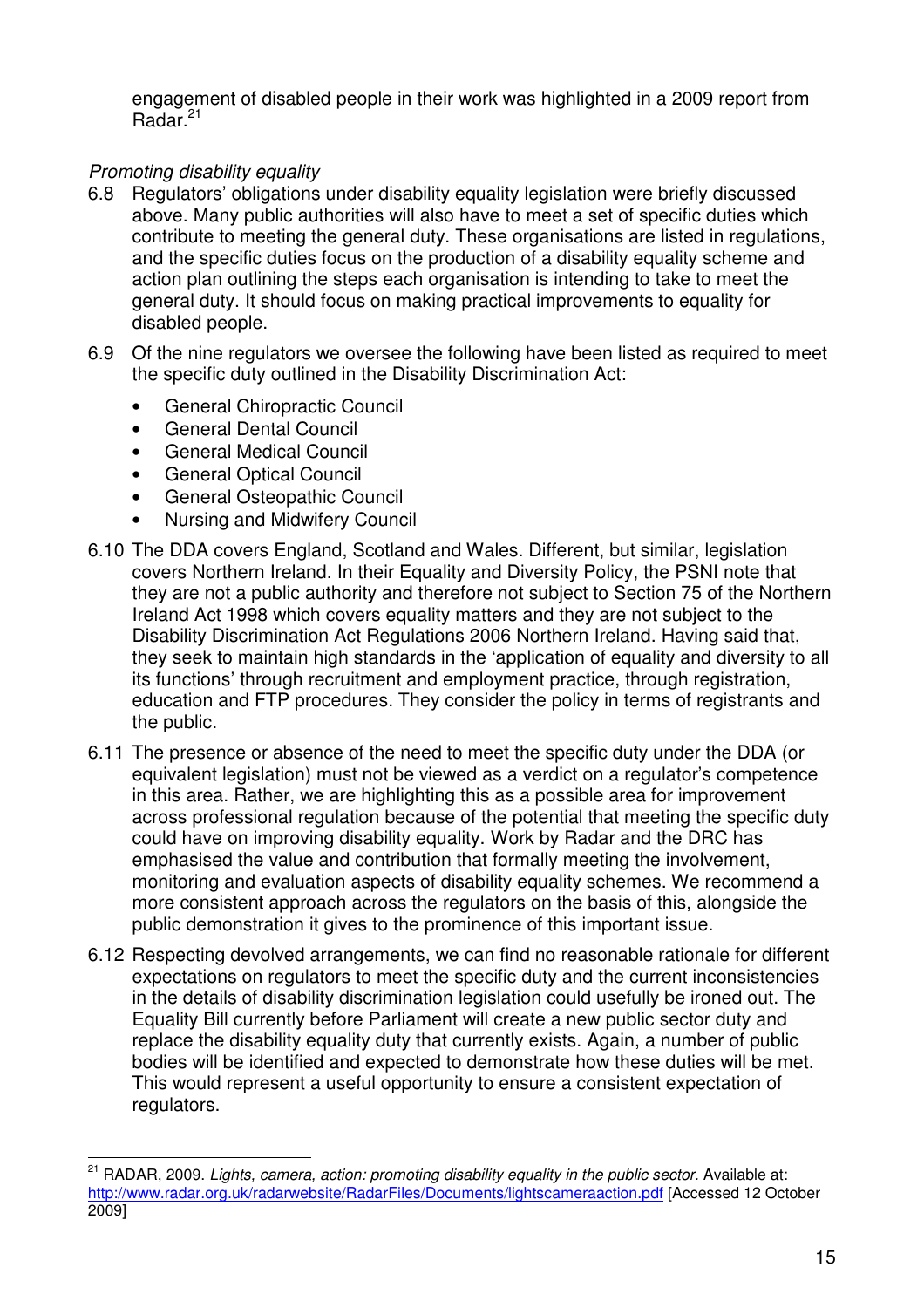engagement of disabled people in their work was highlighted in a 2009 report from Radar.[21]

*Promoting disability equality*

6.8 Regulators' obligations under disability equality legislation were briefly discussed above. Many public authorities will also have to meet a set of specific duties which contribute to meeting the general duty. These organisations are listed in regulations, and the specific duties focus on the production of a disability equality scheme and action plan outlining the steps each organisation is intending to take to meet the general duty. It should focus on making practical improvements to equality for disabled people.

6.9 Of the nine regulators we oversee the following have been listed as required to meet the specific duty outlined in the Disability Discrimination Act:

- General Chiropractic Council
- General Dental Council
- General Medical Council
- General Optical Council
- General Osteopathic Council
- Nursing and Midwifery Council

6.10 The DDA covers England, Scotland and Wales. Different, but similar, legislation covers Northern Ireland. In their Equality and Diversity Policy, the PSNI note that they are not a public authority and therefore not subject to Section 75 of the Northern Ireland Act 1998 which covers equality matters and they are not subject to the Disability Discrimination Act Regulations 2006 Northern Ireland. Having said that, they seek to maintain high standards in the 'application of equality and diversity to all its functions' through recruitment and employment practice, through registration, education and FTP procedures. They consider the policy in terms of registrants and the public.

6.11 The presence or absence of the need to meet the specific duty under the DDA (or equivalent legislation) must not be viewed as a verdict on a regulator's competence in this area. Rather, we are highlighting this as a possible area for improvement across professional regulation because of the potential that meeting the specific duty could have on improving disability equality. Work by Radar and the DRC has emphasised the value and contribution that formally meeting the involvement, monitoring and evaluation aspects of disability equality schemes. We recommend a more consistent approach across the regulators on the basis of this, alongside the public demonstration it gives to the prominence of this important issue.

6.12 Respecting devolved arrangements, we can find no reasonable rationale for different expectations on regulators to meet the specific duty and the current inconsistencies in the details of disability discrimination legislation could usefully be ironed out. The Equality Bill currently before Parliament will create a new public sector duty and replace the disability equality duty that currently exists. Again, a number of public bodies will be identified and expected to demonstrate how these duties will be met. This would represent a useful opportunity to ensure a consistent expectation of regulators.

---

[21] RADAR, 2009. *Lights, camera, action: promoting disability equality in the public sector.* Available at: http://www.radar.org.uk/radarwebsite/RadarFiles/Documents/lightscameraaction.pdf [Accessed 12 October 2009]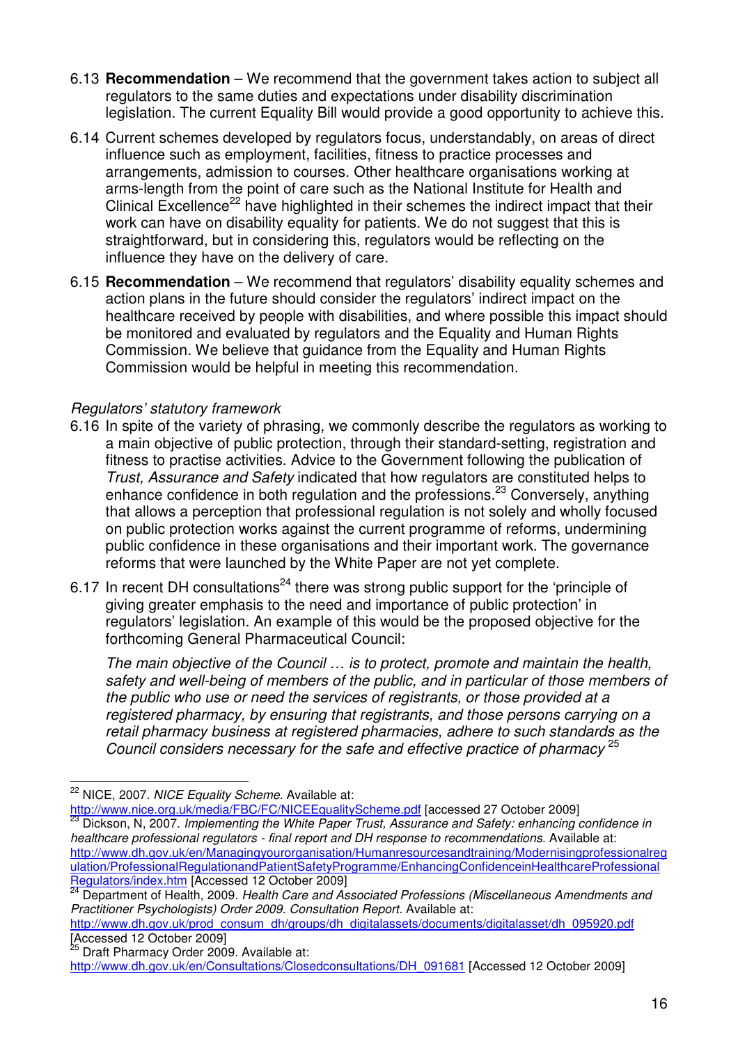6.13 **Recommendation** – We recommend that the government takes action to subject all regulators to the same duties and expectations under disability discrimination legislation. The current Equality Bill would provide a good opportunity to achieve this.

6.14 Current schemes developed by regulators focus, understandably, on areas of direct influence such as employment, facilities, fitness to practice processes and arrangements, admission to courses. Other healthcare organisations working at arms-length from the point of care such as the National Institute for Health and Clinical Excellence[22] have highlighted in their schemes the indirect impact that their work can have on disability equality for patients. We do not suggest that this is straightforward, but in considering this, regulators would be reflecting on the influence they have on the delivery of care.

6.15 **Recommendation** – We recommend that regulators' disability equality schemes and action plans in the future should consider the regulators' indirect impact on the healthcare received by people with disabilities, and where possible this impact should be monitored and evaluated by regulators and the Equality and Human Rights Commission. We believe that guidance from the Equality and Human Rights Commission would be helpful in meeting this recommendation.

*Regulators' statutory framework*

6.16 In spite of the variety of phrasing, we commonly describe the regulators as working to a main objective of public protection, through their standard-setting, registration and fitness to practise activities. Advice to the Government following the publication of *Trust, Assurance and Safety* indicated that how regulators are constituted helps to enhance confidence in both regulation and the professions.[23] Conversely, anything that allows a perception that professional regulation is not solely and wholly focused on public protection works against the current programme of reforms, undermining public confidence in these organisations and their important work. The governance reforms that were launched by the White Paper are not yet complete.

6.17 In recent DH consultations[24] there was strong public support for the 'principle of giving greater emphasis to the need and importance of public protection' in regulators' legislation. An example of this would be the proposed objective for the forthcoming General Pharmaceutical Council:

*The main objective of the Council … is to protect, promote and maintain the health, safety and well-being of members of the public, and in particular of those members of the public who use or need the services of registrants, or those provided at a registered pharmacy, by ensuring that registrants, and those persons carrying on a retail pharmacy business at registered pharmacies, adhere to such standards as the Council considers necessary for the safe and effective practice of pharmacy* [25]

---

[22] NICE, 2007. *NICE Equality Scheme.* Available at: http://www.nice.org.uk/media/FBC/FC/NICEEqualityScheme.pdf [accessed 27 October 2009]

[23] Dickson, N, 2007. *Implementing the White Paper Trust, Assurance and Safety: enhancing confidence in healthcare professional regulators - final report and DH response to recommendations.* Available at: http://www.dh.gov.uk/en/Managingyourorganisation/Humanresourcesandtraining/Modernisingprofessionalregulation/ProfessionalRegulationandPatientSafetyProgramme/EnhancingConfidenceinHealthcareProfessionalRegulators/index.htm [Accessed 12 October 2009]

[24] Department of Health, 2009. *Health Care and Associated Professions (Miscellaneous Amendments and Practitioner Psychologists) Order 2009. Consultation Report.* Available at: http://www.dh.gov.uk/prod_consum_dh/groups/dh_digitalassets/documents/digitalasset/dh_095920.pdf [Accessed 12 October 2009]

[25] Draft Pharmacy Order 2009. Available at: http://www.dh.gov.uk/en/Consultations/Closedconsultations/DH_091681 [Accessed 12 October 2009]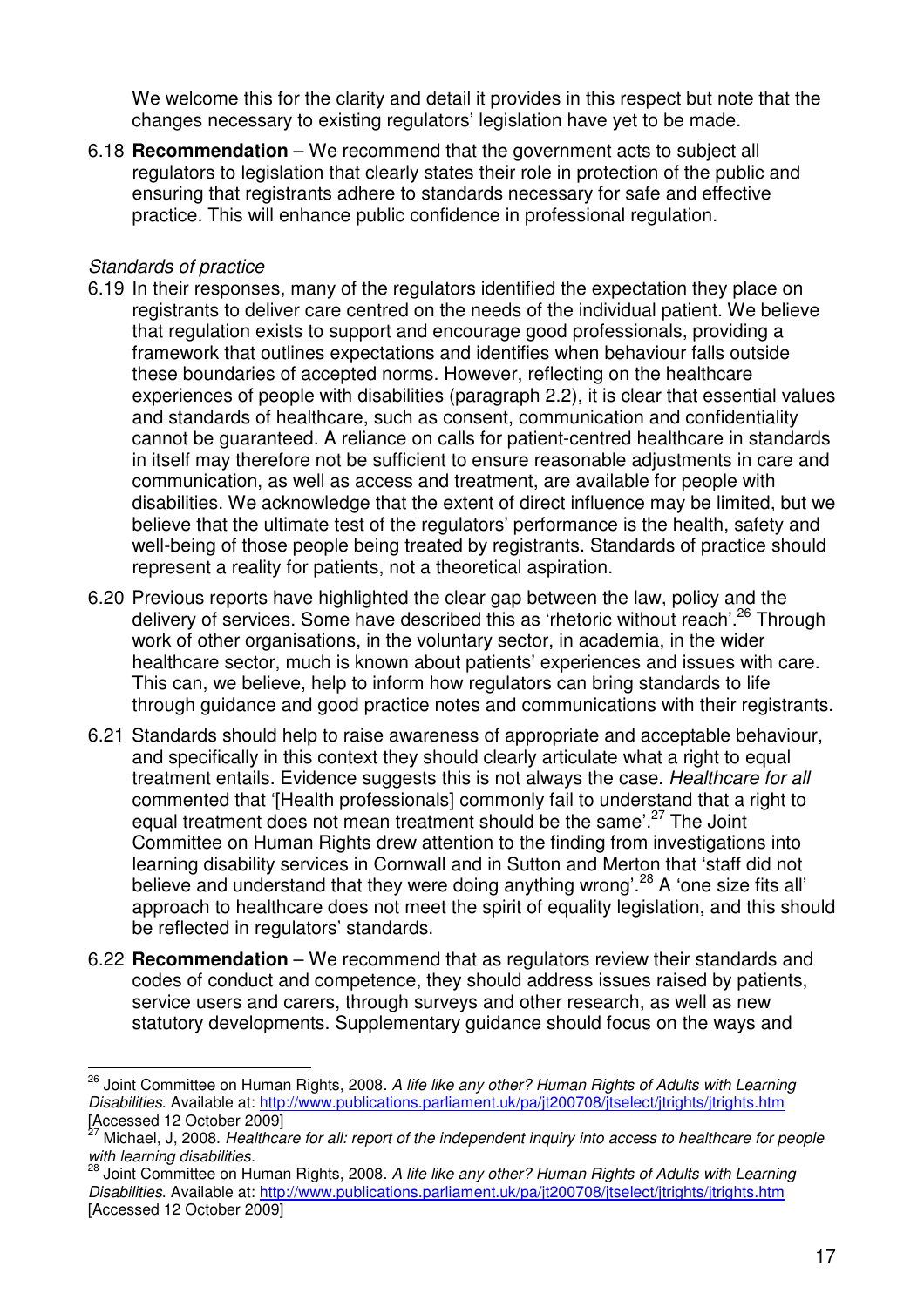We welcome this for the clarity and detail it provides in this respect but note that the changes necessary to existing regulators' legislation have yet to be made.

6.18 **Recommendation** – We recommend that the government acts to subject all regulators to legislation that clearly states their role in protection of the public and ensuring that registrants adhere to standards necessary for safe and effective practice. This will enhance public confidence in professional regulation.

*Standards of practice*

6.19 In their responses, many of the regulators identified the expectation they place on registrants to deliver care centred on the needs of the individual patient. We believe that regulation exists to support and encourage good professionals, providing a framework that outlines expectations and identifies when behaviour falls outside these boundaries of accepted norms. However, reflecting on the healthcare experiences of people with disabilities (paragraph 2.2), it is clear that essential values and standards of healthcare, such as consent, communication and confidentiality cannot be guaranteed. A reliance on calls for patient-centred healthcare in standards in itself may therefore not be sufficient to ensure reasonable adjustments in care and communication, as well as access and treatment, are available for people with disabilities. We acknowledge that the extent of direct influence may be limited, but we believe that the ultimate test of the regulators' performance is the health, safety and well-being of those people being treated by registrants. Standards of practice should represent a reality for patients, not a theoretical aspiration.

6.20 Previous reports have highlighted the clear gap between the law, policy and the delivery of services. Some have described this as 'rhetoric without reach'.[26] Through work of other organisations, in the voluntary sector, in academia, in the wider healthcare sector, much is known about patients' experiences and issues with care. This can, we believe, help to inform how regulators can bring standards to life through guidance and good practice notes and communications with their registrants.

6.21 Standards should help to raise awareness of appropriate and acceptable behaviour, and specifically in this context they should clearly articulate what a right to equal treatment entails. Evidence suggests this is not always the case. *Healthcare for all* commented that '[Health professionals] commonly fail to understand that a right to equal treatment does not mean treatment should be the same'.[27] The Joint Committee on Human Rights drew attention to the finding from investigations into learning disability services in Cornwall and in Sutton and Merton that 'staff did not believe and understand that they were doing anything wrong'.[28] A 'one size fits all' approach to healthcare does not meet the spirit of equality legislation, and this should be reflected in regulators' standards.

6.22 **Recommendation** – We recommend that as regulators review their standards and codes of conduct and competence, they should address issues raised by patients, service users and carers, through surveys and other research, as well as new statutory developments. Supplementary guidance should focus on the ways and

---

[26] Joint Committee on Human Rights, 2008. *A life like any other? Human Rights of Adults with Learning Disabilities.* Available at: http://www.publications.parliament.uk/pa/jt200708/jtselect/jtrights/jtrights.htm [Accessed 12 October 2009]

[27] Michael, J, 2008. *Healthcare for all: report of the independent inquiry into access to healthcare for people with learning disabilities.*

[28] Joint Committee on Human Rights, 2008. *A life like any other? Human Rights of Adults with Learning Disabilities.* Available at: http://www.publications.parliament.uk/pa/jt200708/jtselect/jtrights/jtrights.htm [Accessed 12 October 2009]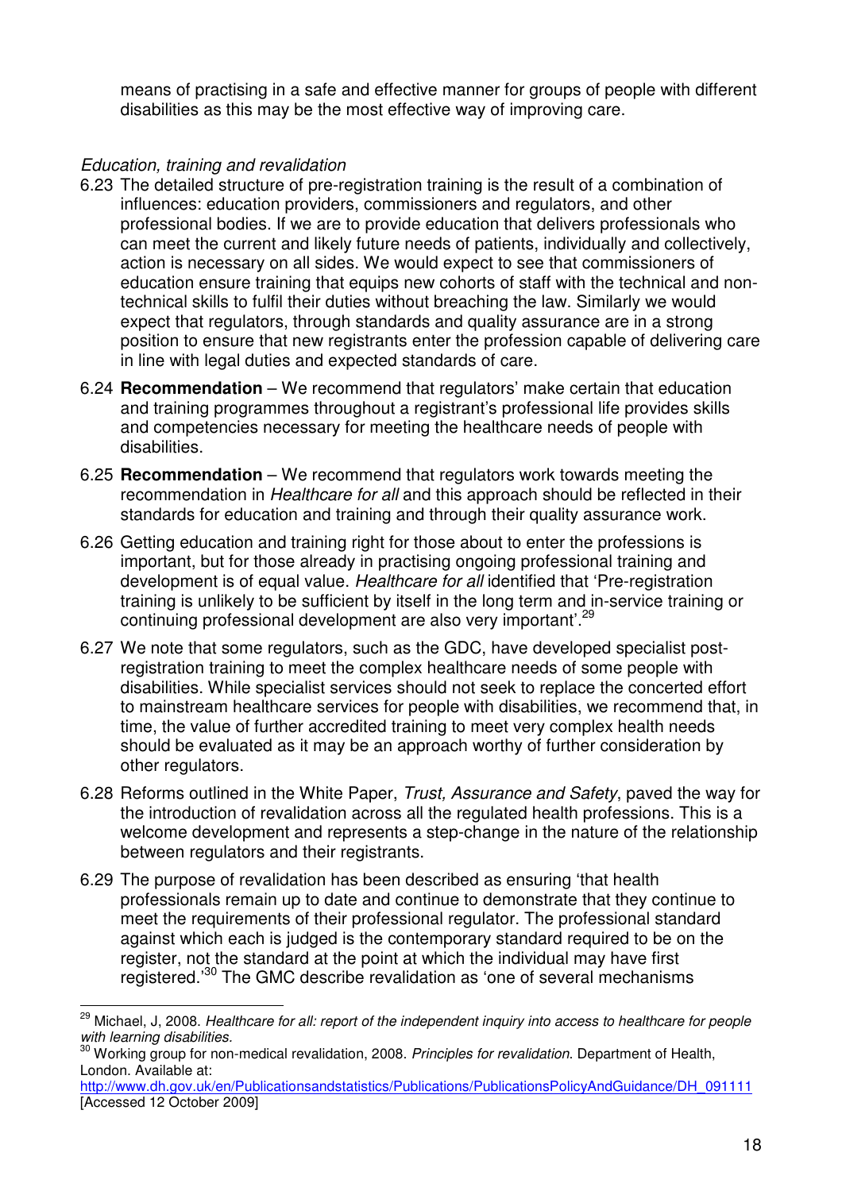means of practising in a safe and effective manner for groups of people with different disabilities as this may be the most effective way of improving care.

*Education, training and revalidation*

6.23 The detailed structure of pre-registration training is the result of a combination of influences: education providers, commissioners and regulators, and other professional bodies. If we are to provide education that delivers professionals who can meet the current and likely future needs of patients, individually and collectively, action is necessary on all sides. We would expect to see that commissioners of education ensure training that equips new cohorts of staff with the technical and non-technical skills to fulfil their duties without breaching the law. Similarly we would expect that regulators, through standards and quality assurance are in a strong position to ensure that new registrants enter the profession capable of delivering care in line with legal duties and expected standards of care.

6.24 **Recommendation** – We recommend that regulators' make certain that education and training programmes throughout a registrant's professional life provides skills and competencies necessary for meeting the healthcare needs of people with disabilities.

6.25 **Recommendation** – We recommend that regulators work towards meeting the recommendation in *Healthcare for all* and this approach should be reflected in their standards for education and training and through their quality assurance work.

6.26 Getting education and training right for those about to enter the professions is important, but for those already in practising ongoing professional training and development is of equal value. *Healthcare for all* identified that 'Pre-registration training is unlikely to be sufficient by itself in the long term and in-service training or continuing professional development are also very important'.[29]

6.27 We note that some regulators, such as the GDC, have developed specialist post-registration training to meet the complex healthcare needs of some people with disabilities. While specialist services should not seek to replace the concerted effort to mainstream healthcare services for people with disabilities, we recommend that, in time, the value of further accredited training to meet very complex health needs should be evaluated as it may be an approach worthy of further consideration by other regulators.

6.28 Reforms outlined in the White Paper, *Trust, Assurance and Safety*, paved the way for the introduction of revalidation across all the regulated health professions. This is a welcome development and represents a step-change in the nature of the relationship between regulators and their registrants.

6.29 The purpose of revalidation has been described as ensuring 'that health professionals remain up to date and continue to demonstrate that they continue to meet the requirements of their professional regulator. The professional standard against which each is judged is the contemporary standard required to be on the register, not the standard at the point at which the individual may have first registered.'[30] The GMC describe revalidation as 'one of several mechanisms

---

[29] Michael, J, 2008. *Healthcare for all: report of the independent inquiry into access to healthcare for people with learning disabilities.*

[30] Working group for non-medical revalidation, 2008. *Principles for revalidation*. Department of Health, London. Available at: http://www.dh.gov.uk/en/Publicationsandstatistics/Publications/PublicationsPolicyAndGuidance/DH_091111 [Accessed 12 October 2009]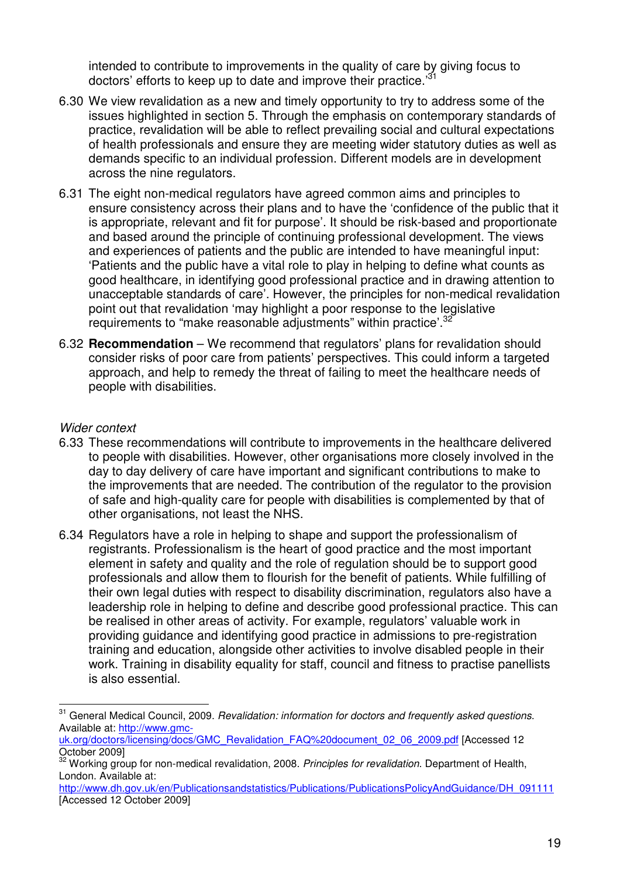intended to contribute to improvements in the quality of care by giving focus to doctors' efforts to keep up to date and improve their practice.'[31]

6.30 We view revalidation as a new and timely opportunity to try to address some of the issues highlighted in section 5. Through the emphasis on contemporary standards of practice, revalidation will be able to reflect prevailing social and cultural expectations of health professionals and ensure they are meeting wider statutory duties as well as demands specific to an individual profession. Different models are in development across the nine regulators.

6.31 The eight non-medical regulators have agreed common aims and principles to ensure consistency across their plans and to have the 'confidence of the public that it is appropriate, relevant and fit for purpose'. It should be risk-based and proportionate and based around the principle of continuing professional development. The views and experiences of patients and the public are intended to have meaningful input: 'Patients and the public have a vital role to play in helping to define what counts as good healthcare, in identifying good professional practice and in drawing attention to unacceptable standards of care'. However, the principles for non-medical revalidation point out that revalidation 'may highlight a poor response to the legislative requirements to "make reasonable adjustments" within practice'.[32]

6.32 **Recommendation** – We recommend that regulators' plans for revalidation should consider risks of poor care from patients' perspectives. This could inform a targeted approach, and help to remedy the threat of failing to meet the healthcare needs of people with disabilities.

*Wider context*

6.33 These recommendations will contribute to improvements in the healthcare delivered to people with disabilities. However, other organisations more closely involved in the day to day delivery of care have important and significant contributions to make to the improvements that are needed. The contribution of the regulator to the provision of safe and high-quality care for people with disabilities is complemented by that of other organisations, not least the NHS.

6.34 Regulators have a role in helping to shape and support the professionalism of registrants. Professionalism is the heart of good practice and the most important element in safety and quality and the role of regulation should be to support good professionals and allow them to flourish for the benefit of patients. While fulfilling of their own legal duties with respect to disability discrimination, regulators also have a leadership role in helping to define and describe good professional practice. This can be realised in other areas of activity. For example, regulators' valuable work in providing guidance and identifying good practice in admissions to pre-registration training and education, alongside other activities to involve disabled people in their work. Training in disability equality for staff, council and fitness to practise panellists is also essential.

---

[31] General Medical Council, 2009. *Revalidation: information for doctors and frequently asked questions*. Available at: http://www.gmc-uk.org/doctors/licensing/docs/GMC_Revalidation_FAQ%20document_02_06_2009.pdf [Accessed 12 October 2009]

[32] Working group for non-medical revalidation, 2008. *Principles for revalidation*. Department of Health, London. Available at: http://www.dh.gov.uk/en/Publicationsandstatistics/Publications/PublicationsPolicyAndGuidance/DH_091111 [Accessed 12 October 2009]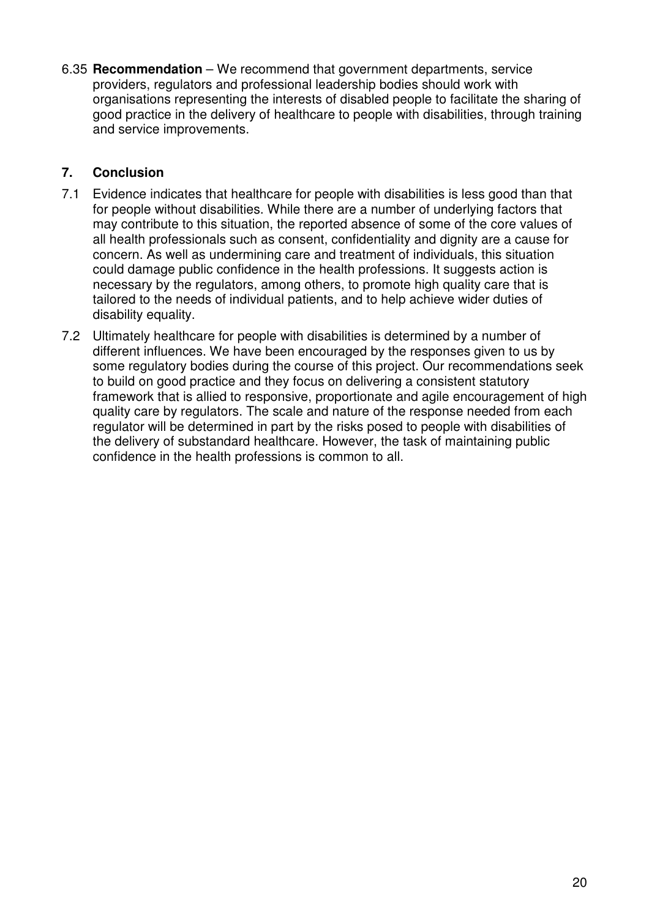6.35 **Recommendation** – We recommend that government departments, service providers, regulators and professional leadership bodies should work with organisations representing the interests of disabled people to facilitate the sharing of good practice in the delivery of healthcare to people with disabilities, through training and service improvements.

## 7. Conclusion

7.1 Evidence indicates that healthcare for people with disabilities is less good than that for people without disabilities. While there are a number of underlying factors that may contribute to this situation, the reported absence of some of the core values of all health professionals such as consent, confidentiality and dignity are a cause for concern. As well as undermining care and treatment of individuals, this situation could damage public confidence in the health professions. It suggests action is necessary by the regulators, among others, to promote high quality care that is tailored to the needs of individual patients, and to help achieve wider duties of disability equality.

7.2 Ultimately healthcare for people with disabilities is determined by a number of different influences. We have been encouraged by the responses given to us by some regulatory bodies during the course of this project. Our recommendations seek to build on good practice and they focus on delivering a consistent statutory framework that is allied to responsive, proportionate and agile encouragement of high quality care by regulators. The scale and nature of the response needed from each regulator will be determined in part by the risks posed to people with disabilities of the delivery of substandard healthcare. However, the task of maintaining public confidence in the health professions is common to all.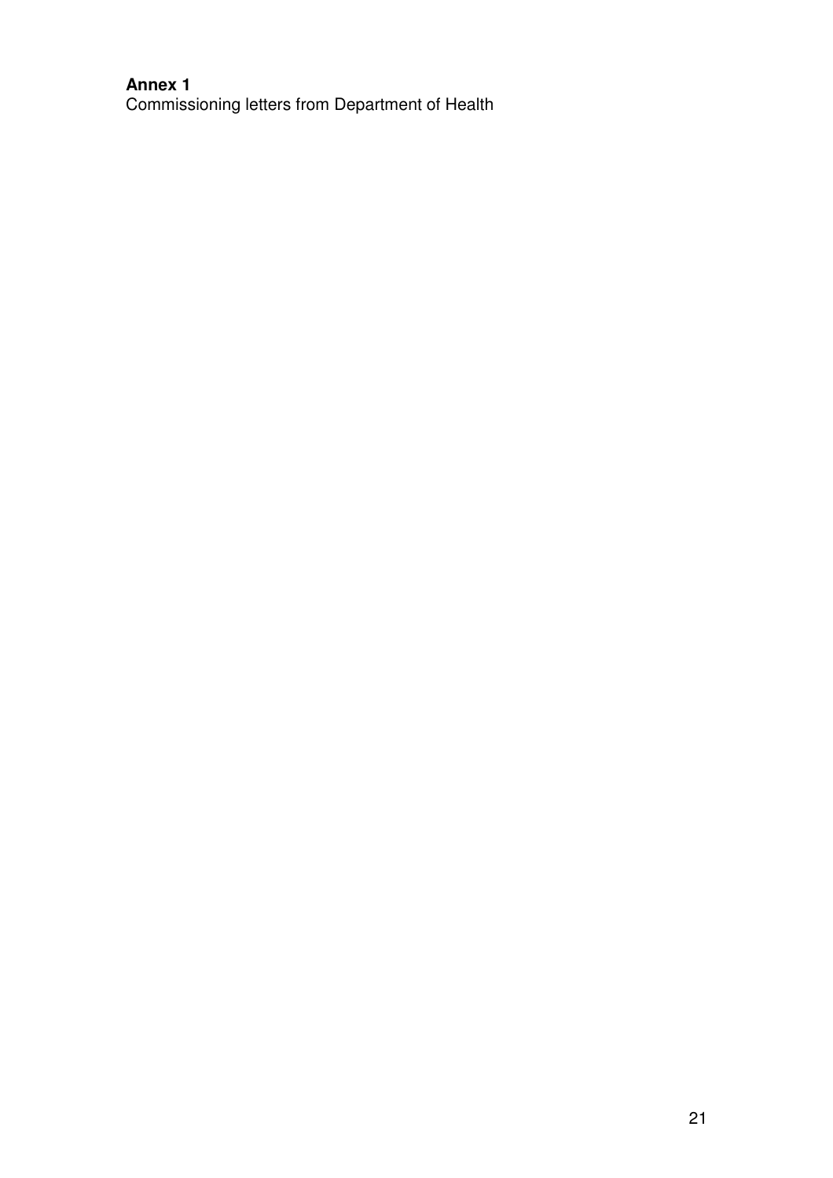**Annex 1**
Commissioning letters from Department of Health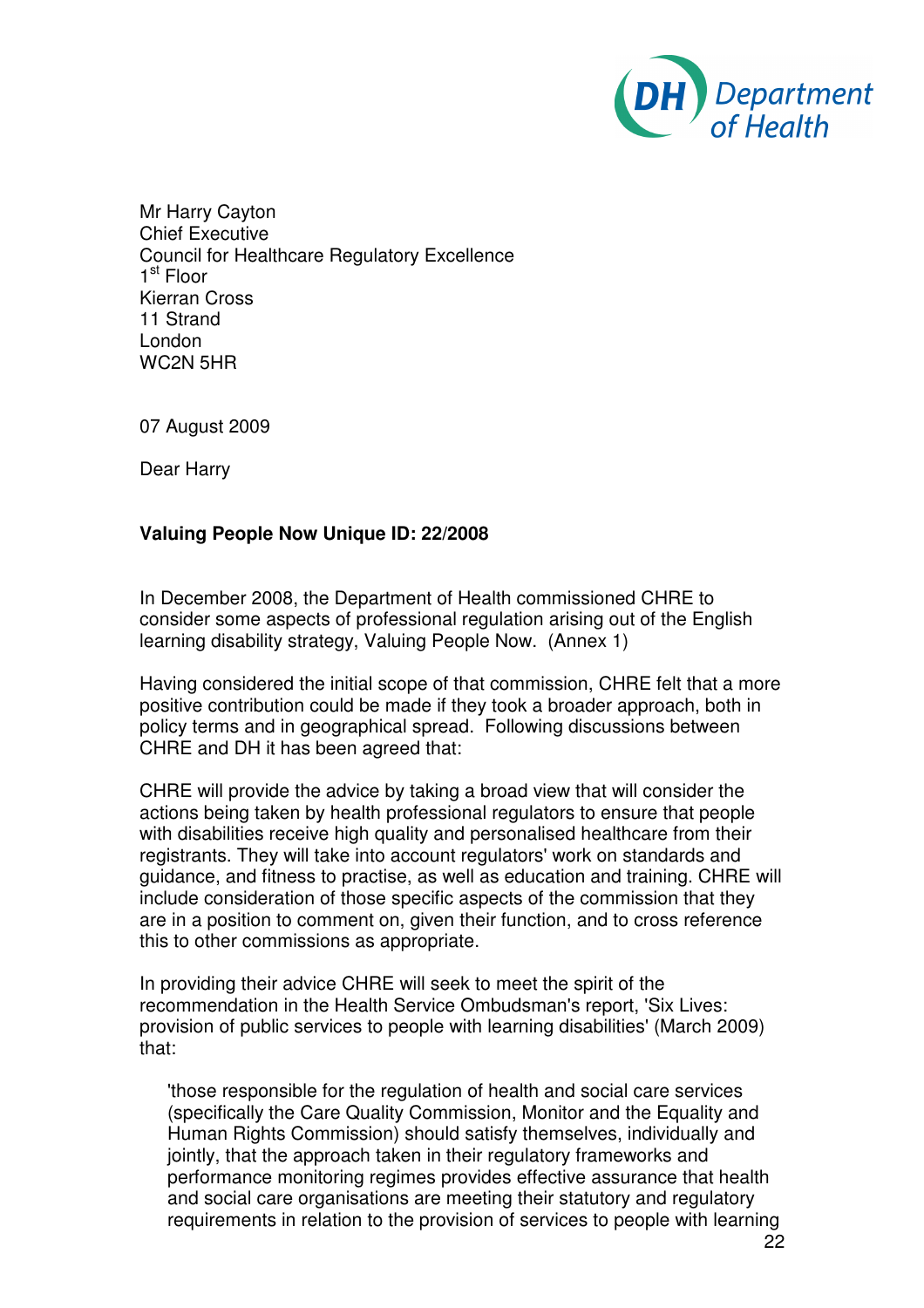Department of Health

Mr Harry Cayton
Chief Executive
Council for Healthcare Regulatory Excellence
1st Floor
Kierran Cross
11 Strand
London
WC2N 5HR

07 August 2009

Dear Harry

**Valuing People Now Unique ID: 22/2008**

In December 2008, the Department of Health commissioned CHRE to consider some aspects of professional regulation arising out of the English learning disability strategy, Valuing People Now. (Annex 1)

Having considered the initial scope of that commission, CHRE felt that a more positive contribution could be made if they took a broader approach, both in policy terms and in geographical spread. Following discussions between CHRE and DH it has been agreed that:

CHRE will provide the advice by taking a broad view that will consider the actions being taken by health professional regulators to ensure that people with disabilities receive high quality and personalised healthcare from their registrants. They will take into account regulators' work on standards and guidance, and fitness to practise, as well as education and training. CHRE will include consideration of those specific aspects of the commission that they are in a position to comment on, given their function, and to cross reference this to other commissions as appropriate.

In providing their advice CHRE will seek to meet the spirit of the recommendation in the Health Service Ombudsman's report, 'Six Lives: provision of public services to people with learning disabilities' (March 2009) that:

> 'those responsible for the regulation of health and social care services (specifically the Care Quality Commission, Monitor and the Equality and Human Rights Commission) should satisfy themselves, individually and jointly, that the approach taken in their regulatory frameworks and performance monitoring regimes provides effective assurance that health and social care organisations are meeting their statutory and regulatory requirements in relation to the provision of services to people with learning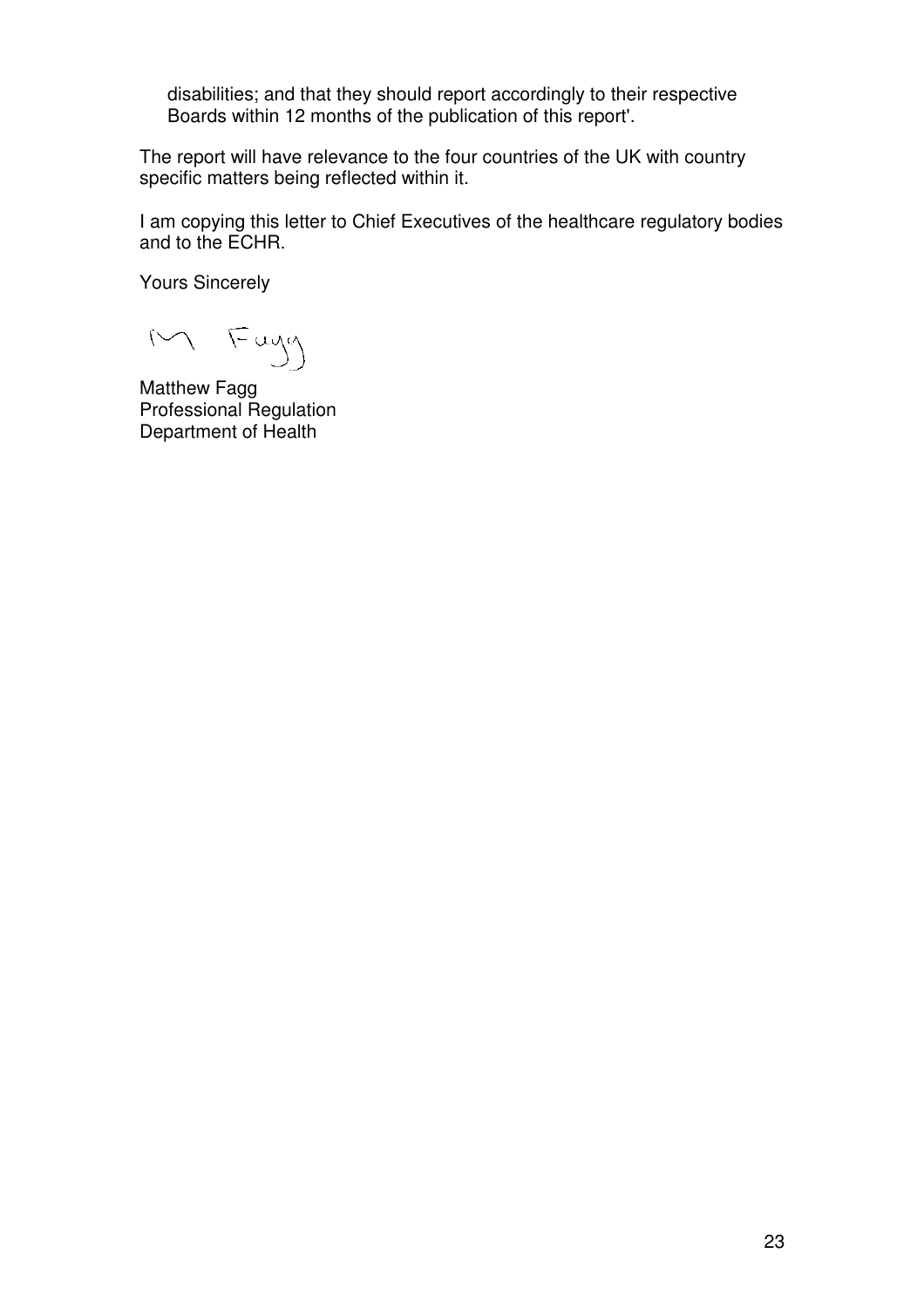disabilities; and that they should report accordingly to their respective Boards within 12 months of the publication of this report'.

The report will have relevance to the four countries of the UK with country specific matters being reflected within it.

I am copying this letter to Chief Executives of the healthcare regulatory bodies and to the ECHR.

Yours Sincerely

M Fagg

Matthew Fagg
Professional Regulation
Department of Health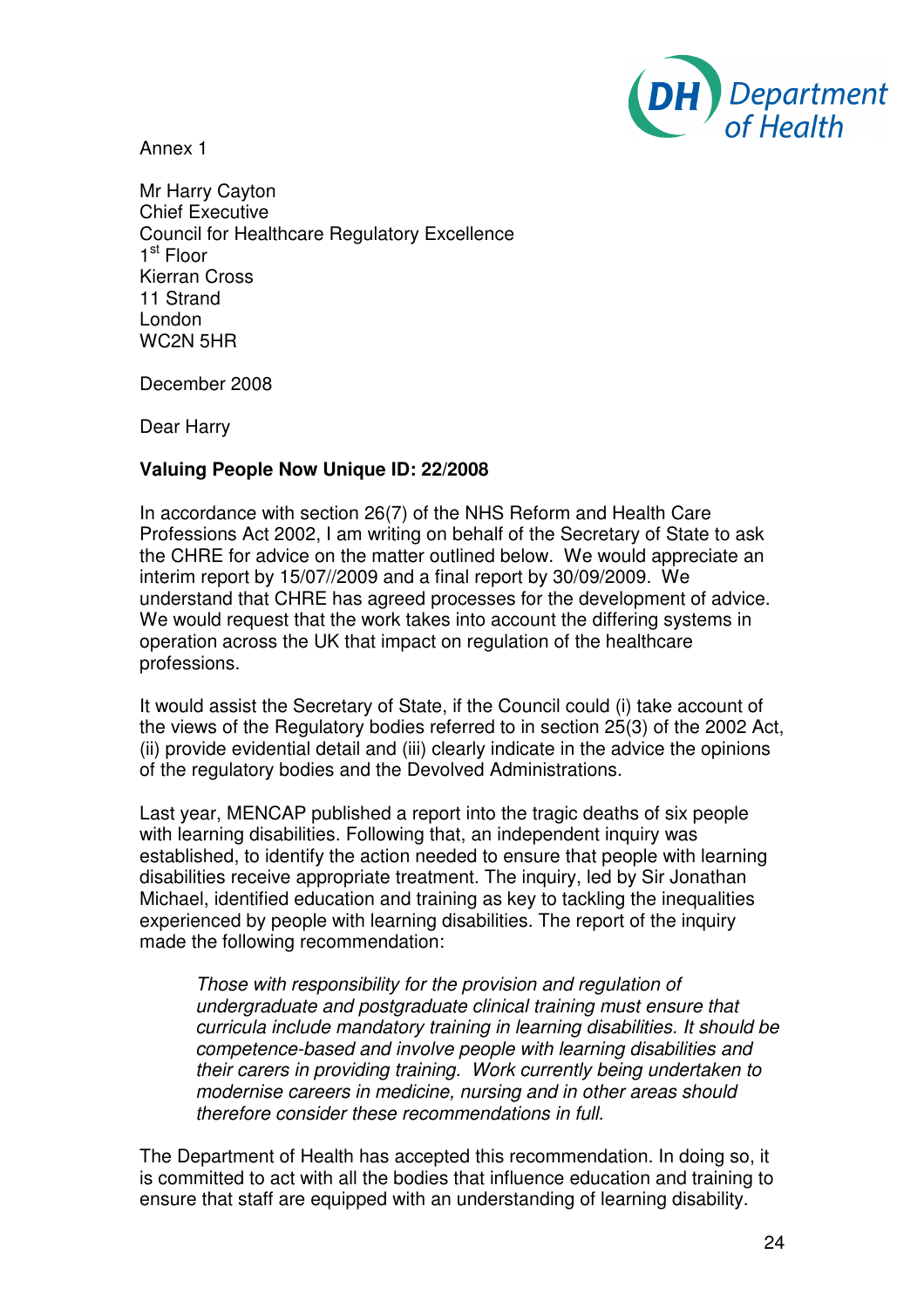Annex 1

Mr Harry Cayton
Chief Executive
Council for Healthcare Regulatory Excellence
1st Floor
Kierran Cross
11 Strand
London
WC2N 5HR

December 2008

Dear Harry

**Valuing People Now Unique ID: 22/2008**

In accordance with section 26(7) of the NHS Reform and Health Care Professions Act 2002, I am writing on behalf of the Secretary of State to ask the CHRE for advice on the matter outlined below. We would appreciate an interim report by 15/07//2009 and a final report by 30/09/2009. We understand that CHRE has agreed processes for the development of advice. We would request that the work takes into account the differing systems in operation across the UK that impact on regulation of the healthcare professions.

It would assist the Secretary of State, if the Council could (i) take account of the views of the Regulatory bodies referred to in section 25(3) of the 2002 Act, (ii) provide evidential detail and (iii) clearly indicate in the advice the opinions of the regulatory bodies and the Devolved Administrations.

Last year, MENCAP published a report into the tragic deaths of six people with learning disabilities. Following that, an independent inquiry was established, to identify the action needed to ensure that people with learning disabilities receive appropriate treatment. The inquiry, led by Sir Jonathan Michael, identified education and training as key to tackling the inequalities experienced by people with learning disabilities. The report of the inquiry made the following recommendation:

> *Those with responsibility for the provision and regulation of undergraduate and postgraduate clinical training must ensure that curricula include mandatory training in learning disabilities. It should be competence-based and involve people with learning disabilities and their carers in providing training. Work currently being undertaken to modernise careers in medicine, nursing and in other areas should therefore consider these recommendations in full.*

The Department of Health has accepted this recommendation. In doing so, it is committed to act with all the bodies that influence education and training to ensure that staff are equipped with an understanding of learning disability.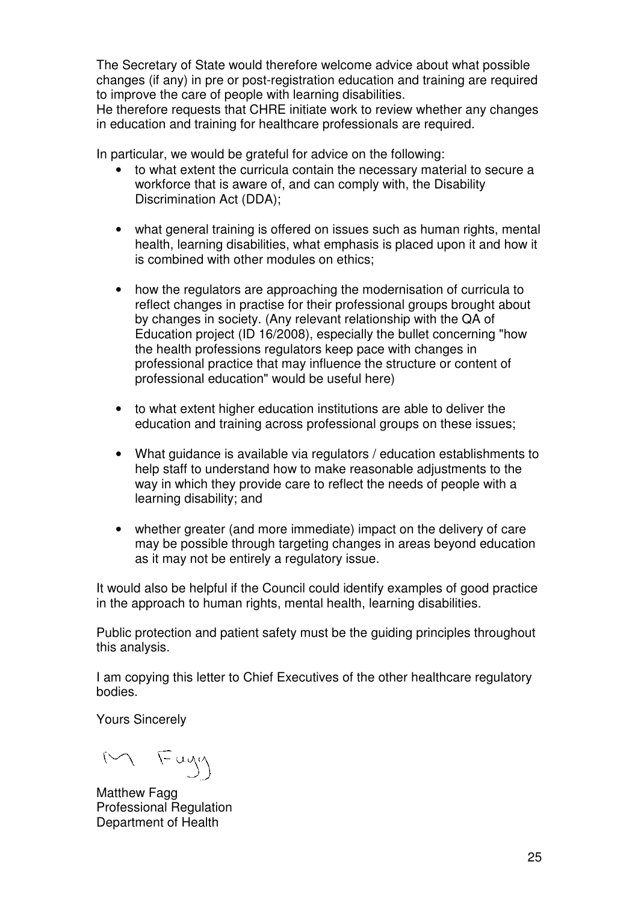The Secretary of State would therefore welcome advice about what possible changes (if any) in pre or post-registration education and training are required to improve the care of people with learning disabilities.
He therefore requests that CHRE initiate work to review whether any changes in education and training for healthcare professionals are required.

In particular, we would be grateful for advice on the following:

- to what extent the curricula contain the necessary material to secure a workforce that is aware of, and can comply with, the Disability Discrimination Act (DDA);

- what general training is offered on issues such as human rights, mental health, learning disabilities, what emphasis is placed upon it and how it is combined with other modules on ethics;

- how the regulators are approaching the modernisation of curricula to reflect changes in practise for their professional groups brought about by changes in society. (Any relevant relationship with the QA of Education project (ID 16/2008), especially the bullet concerning "how the health professions regulators keep pace with changes in professional practice that may influence the structure or content of professional education" would be useful here)

- to what extent higher education institutions are able to deliver the education and training across professional groups on these issues;

- What guidance is available via regulators / education establishments to help staff to understand how to make reasonable adjustments to the way in which they provide care to reflect the needs of people with a learning disability; and

- whether greater (and more immediate) impact on the delivery of care may be possible through targeting changes in areas beyond education as it may not be entirely a regulatory issue.

It would also be helpful if the Council could identify examples of good practice in the approach to human rights, mental health, learning disabilities.

Public protection and patient safety must be the guiding principles throughout this analysis.

I am copying this letter to Chief Executives of the other healthcare regulatory bodies.

Yours Sincerely

M Fagg

Matthew Fagg
Professional Regulation
Department of Health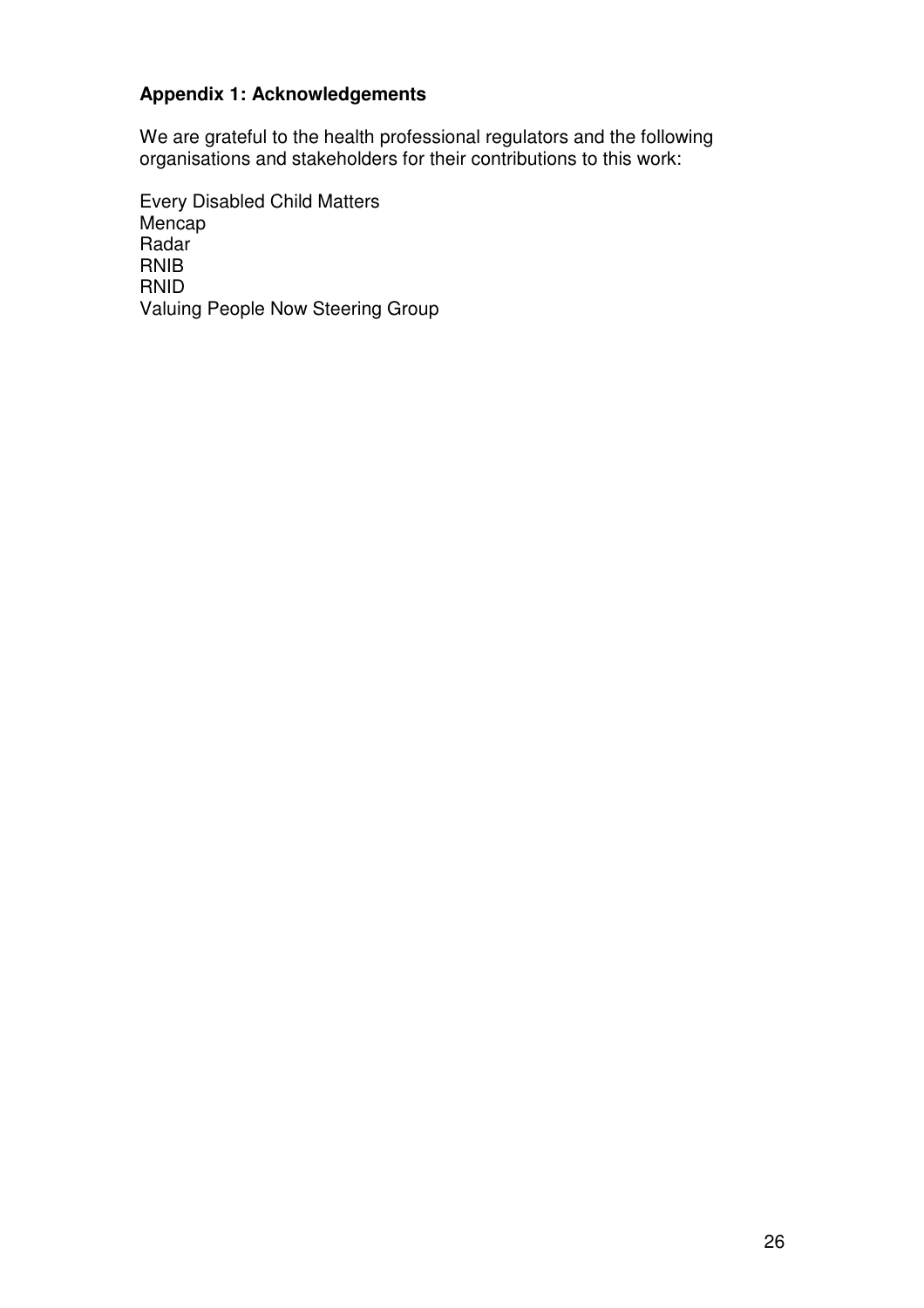**Appendix 1: Acknowledgements**

We are grateful to the health professional regulators and the following organisations and stakeholders for their contributions to this work:

Every Disabled Child Matters
Mencap
Radar
RNIB
RNID
Valuing People Now Steering Group